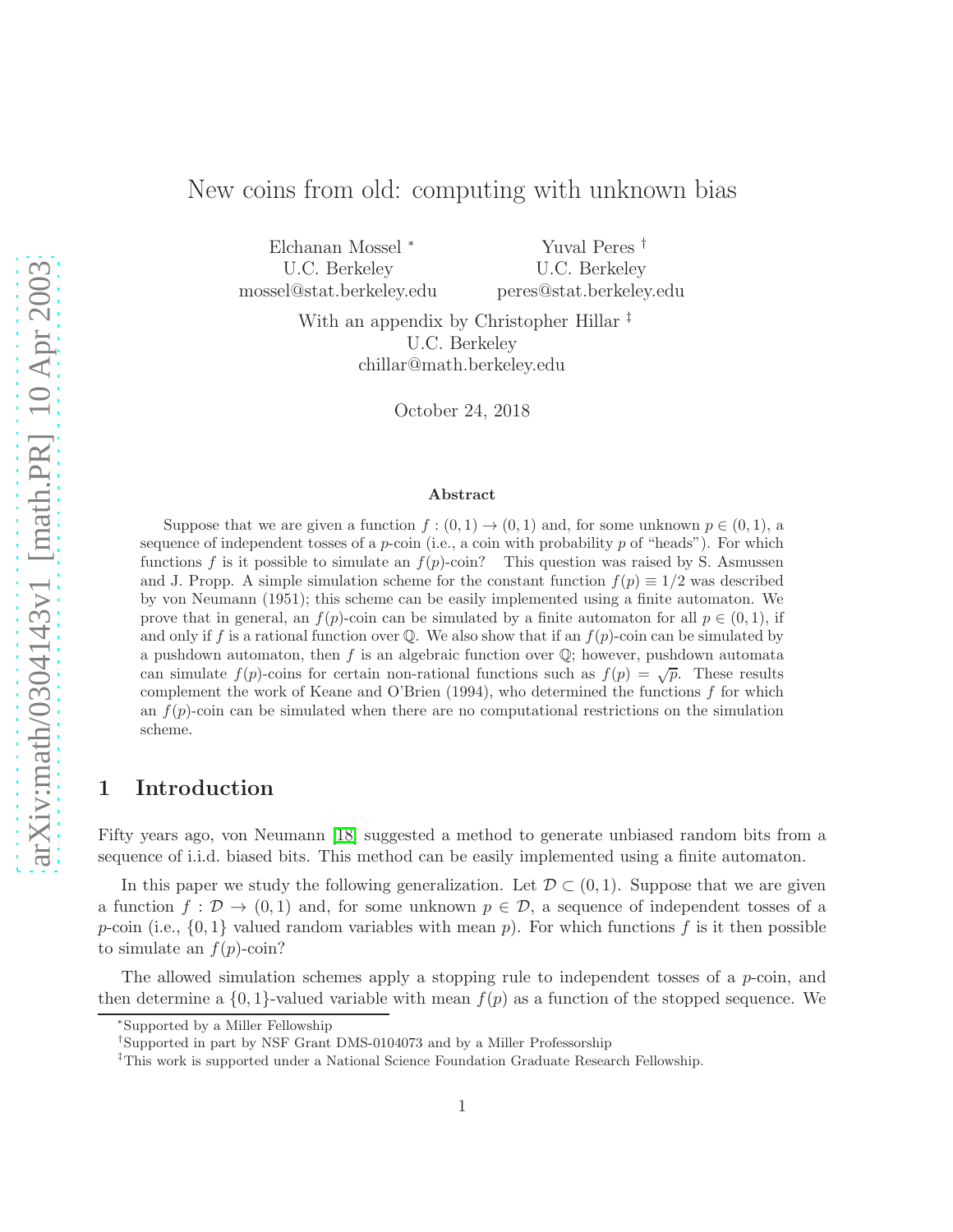# New coins from old: computing with unknown bias

Elchanan Mossel *
U.C. Berkeley
mossel@stat.berkeley.edu

Yuval Peres †
U.C. Berkeley
peres@stat.berkeley.edu

With an appendix by Christopher Hillar ‡
U.C. Berkeley
chillar@math.berkeley.edu

October 24, 2018

### Abstract

Suppose that we are given a function $f : (0,1) \to (0,1)$ and, for some unknown $p \in (0,1)$, a sequence of independent tosses of a $p$-coin (i.e., a coin with probability $p$ of "heads"). For which functions $f$ is it possible to simulate an $f(p)$-coin? This question was raised by S. Asmussen and J. Propp. A simple simulation scheme for the constant function $f(p) \equiv 1/2$ was described by von Neumann (1951); this scheme can be easily implemented using a finite automaton. We prove that in general, an $f(p)$-coin can be simulated by a finite automaton for all $p \in (0,1)$, if and only if $f$ is a rational function over $\mathbb{Q}$. We also show that if an $f(p)$-coin can be simulated by a pushdown automaton, then $f$ is an algebraic function over $\mathbb{Q}$; however, pushdown automata can simulate $f(p)$-coins for certain non-rational functions such as $f(p) = \sqrt{p}$. These results complement the work of Keane and O'Brien (1994), who determined the functions $f$ for which an $f(p)$-coin can be simulated when there are no computational restrictions on the simulation scheme.

## 1 Introduction

Fifty years ago, von Neumann [18] suggested a method to generate unbiased random bits from a sequence of i.i.d. biased bits. This method can be easily implemented using a finite automaton.

In this paper we study the following generalization. Let $\mathcal{D} \subset (0,1)$. Suppose that we are given a function $f : \mathcal{D} \to (0,1)$ and, for some unknown $p \in \mathcal{D}$, a sequence of independent tosses of a $p$-coin (i.e., $\{0,1\}$ valued random variables with mean $p$). For which functions $f$ is it then possible to simulate an $f(p)$-coin?

The allowed simulation schemes apply a stopping rule to independent tosses of a $p$-coin, and then determine a $\{0,1\}$-valued variable with mean $f(p)$ as a function of the stopped sequence. We

---

*Supported by a Miller Fellowship

†Supported in part by NSF Grant DMS-0104073 and by a Miller Professorship

‡This work is supported under a National Science Foundation Graduate Research Fellowship.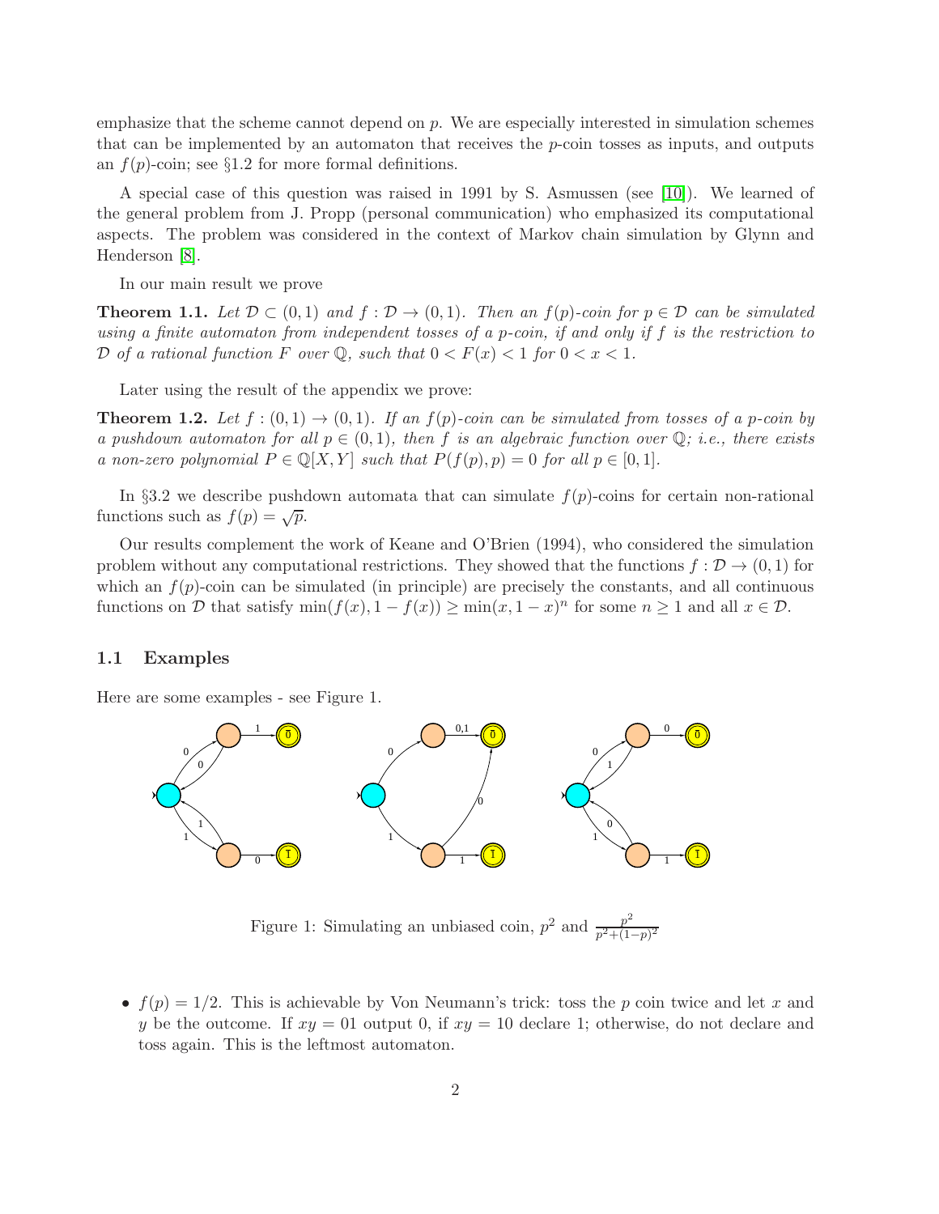emphasize that the scheme cannot depend on $p$. We are especially interested in simulation schemes that can be implemented by an automaton that receives the $p$-coin tosses as inputs, and outputs an $f(p)$-coin; see §1.2 for more formal definitions.

A special case of this question was raised in 1991 by S. Asmussen (see [10]). We learned of the general problem from J. Propp (personal communication) who emphasized its computational aspects. The problem was considered in the context of Markov chain simulation by Glynn and Henderson [8].

In our main result we prove

**Theorem 1.1.** *Let $\mathcal{D} \subset (0,1)$ and $f : \mathcal{D} \to (0,1)$. Then an $f(p)$-coin for $p \in \mathcal{D}$ can be simulated using a finite automaton from independent tosses of a $p$-coin, if and only if $f$ is the restriction to $\mathcal{D}$ of a rational function $F$ over $\mathbb{Q}$, such that $0 < F(x) < 1$ for $0 < x < 1$.*

Later using the result of the appendix we prove:

**Theorem 1.2.** *Let $f : (0,1) \to (0,1)$. If an $f(p)$-coin can be simulated from tosses of a $p$-coin by a pushdown automaton for all $p \in (0,1)$, then $f$ is an algebraic function over $\mathbb{Q}$; i.e., there exists a non-zero polynomial $P \in \mathbb{Q}[X,Y]$ such that $P(f(p),p) = 0$ for all $p \in [0,1]$.*

In §3.2 we describe pushdown automata that can simulate $f(p)$-coins for certain non-rational functions such as $f(p) = \sqrt{p}$.

Our results complement the work of Keane and O'Brien (1994), who considered the simulation problem without any computational restrictions. They showed that the functions $f : \mathcal{D} \to (0,1)$ for which an $f(p)$-coin can be simulated (in principle) are precisely the constants, and all continuous functions on $\mathcal{D}$ that satisfy $\min(f(x), 1 - f(x)) \geq \min(x, 1-x)^n$ for some $n \geq 1$ and all $x \in \mathcal{D}$.

## 1.1 Examples

Here are some examples - see Figure 1.

Figure 1: Simulating an unbiased coin, $p^2$ and $\frac{p^2}{p^2+(1-p)^2}$

- $f(p) = 1/2$. This is achievable by Von Neumann's trick: toss the $p$ coin twice and let $x$ and $y$ be the outcome. If $xy = 01$ output 0, if $xy = 10$ declare 1; otherwise, do not declare and toss again. This is the leftmost automaton.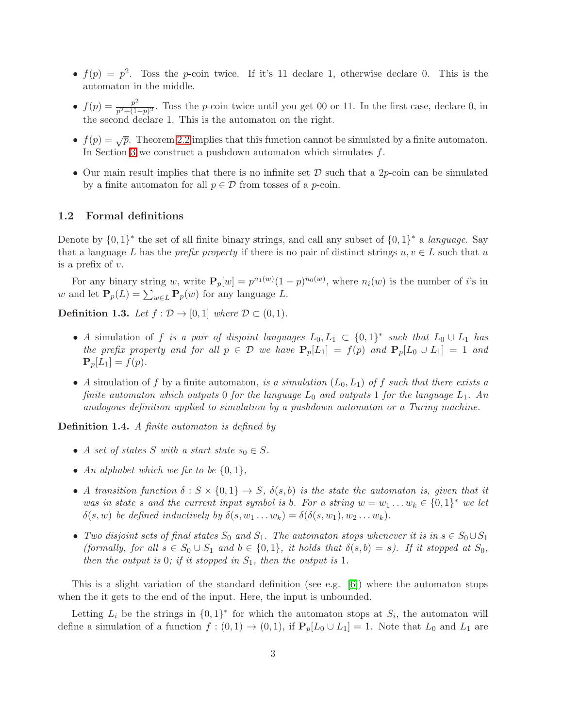- $f(p) = p^2$. Toss the $p$-coin twice. If it's 11 declare 1, otherwise declare 0. This is the automaton in the middle.
- $f(p) = \frac{p^2}{p^2+(1-p)^2}$. Toss the $p$-coin twice until you get 00 or 11. In the first case, declare 0, in the second declare 1. This is the automaton on the right.
- $f(p) = \sqrt{p}$. Theorem 2.2 implies that this function cannot be simulated by a finite automaton. In Section 3 we construct a pushdown automaton which simulates $f$.
- Our main result implies that there is no infinite set $\mathcal{D}$ such that a $2p$-coin can be simulated by a finite automaton for all $p \in \mathcal{D}$ from tosses of a $p$-coin.

### 1.2 Formal definitions

Denote by $\{0,1\}^*$ the set of all finite binary strings, and call any subset of $\{0,1\}^*$ a *language*. Say that a language $L$ has the *prefix property* if there is no pair of distinct strings $u, v \in L$ such that $u$ is a prefix of $v$.

For any binary string $w$, write $\mathbf{P}_p[w] = p^{n_1(w)}(1-p)^{n_0(w)}$, where $n_i(w)$ is the number of $i$'s in $w$ and let $\mathbf{P}_p(L) = \sum_{w \in L} \mathbf{P}_p(w)$ for any language $L$.

**Definition 1.3.** *Let $f : \mathcal{D} \to [0,1]$ where $\mathcal{D} \subset (0,1)$.*

- *A* simulation of $f$ *is a pair of disjoint languages $L_0, L_1 \subset \{0,1\}^*$ such that $L_0 \cup L_1$ has the prefix property and for all $p \in \mathcal{D}$ we have $\mathbf{P}_p[L_1] = f(p)$ and $\mathbf{P}_p[L_0 \cup L_1] = 1$ and $\mathbf{P}_p[L_1] = f(p)$.*
- *A* simulation of $f$ by a finite automaton*, is a simulation $(L_0, L_1)$ of $f$ such that there exists a finite automaton which outputs 0 for the language $L_0$ and outputs 1 for the language $L_1$. An analogous definition applied to simulation by a pushdown automaton or a Turing machine.*

**Definition 1.4.** *A finite automaton is defined by*

- *A set of states $S$ with a start state $s_0 \in S$.*
- *An alphabet which we fix to be $\{0,1\}$,*
- *A transition function $\delta : S \times \{0,1\} \to S$, $\delta(s,b)$ is the state the automaton is, given that it was in state $s$ and the current input symbol is $b$. For a string $w = w_1 \dots w_k \in \{0,1\}^*$ we let $\delta(s,w)$ be defined inductively by $\delta(s, w_1 \dots w_k) = \delta(\delta(s,w_1), w_2 \dots w_k)$.*
- *Two disjoint sets of final states $S_0$ and $S_1$. The automaton stops whenever it is in $s \in S_0 \cup S_1$ (formally, for all $s \in S_0 \cup S_1$ and $b \in \{0,1\}$, it holds that $\delta(s,b) = s$). If it stopped at $S_0$, then the output is 0; if it stopped in $S_1$, then the output is 1.*

This is a slight variation of the standard definition (see e.g. [6]) where the automaton stops when the it gets to the end of the input. Here, the input is unbounded.

Letting $L_i$ be the strings in $\{0,1\}^*$ for which the automaton stops at $S_i$, the automaton will define a simulation of a function $f : (0,1) \to (0,1)$, if $\mathbf{P}_p[L_0 \cup L_1] = 1$. Note that $L_0$ and $L_1$ are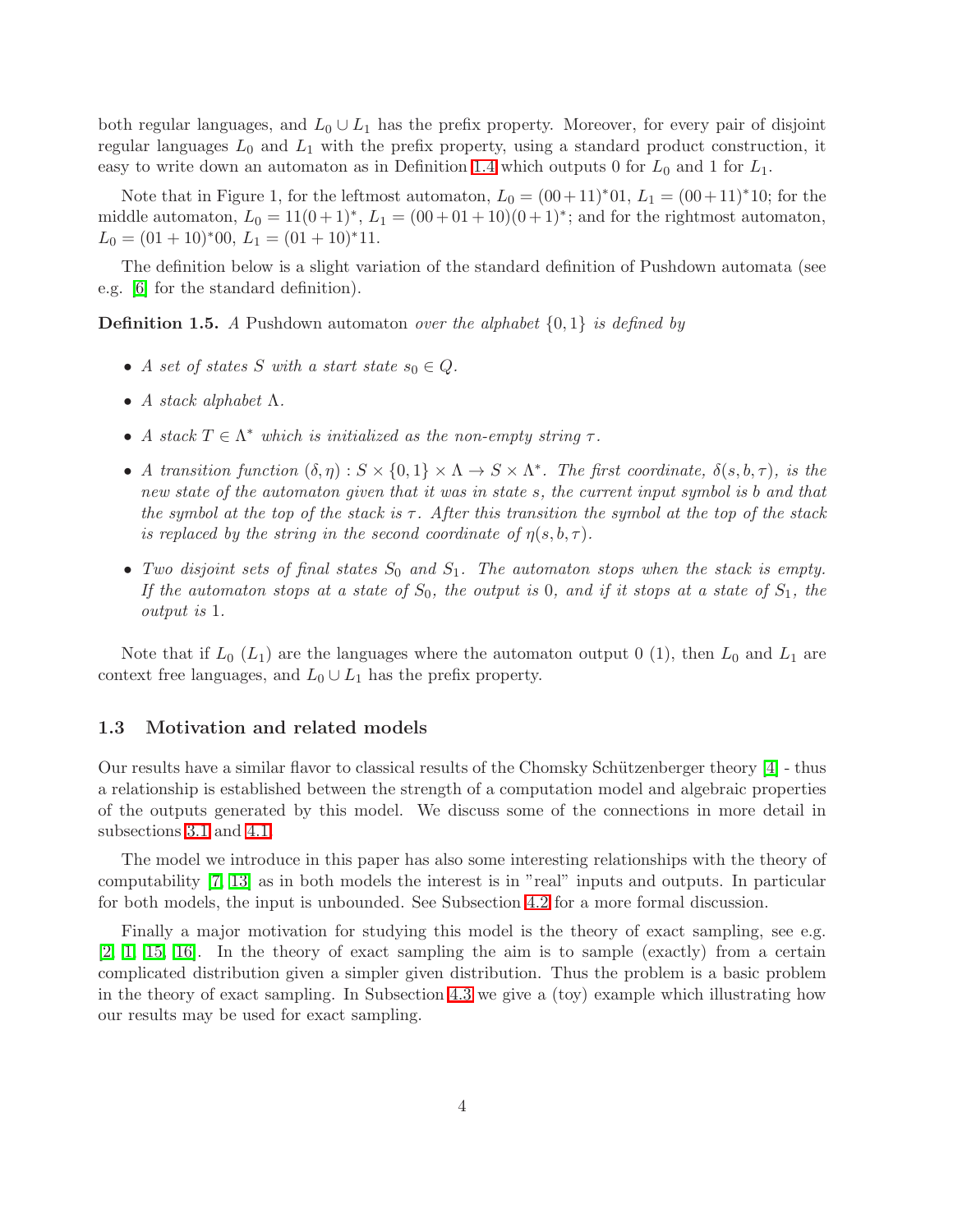both regular languages, and $L_0 \cup L_1$ has the prefix property. Moreover, for every pair of disjoint regular languages $L_0$ and $L_1$ with the prefix property, using a standard product construction, it easy to write down an automaton as in Definition 1.4 which outputs 0 for $L_0$ and 1 for $L_1$.

Note that in Figure 1, for the leftmost automaton, $L_0 = (00+11)^*01$, $L_1 = (00+11)^*10$; for the middle automaton, $L_0 = 11(0+1)^*$, $L_1 = (00+01+10)(0+1)^*$; and for the rightmost automaton, $L_0 = (01+10)^*00$, $L_1 = (01+10)^*11$.

The definition below is a slight variation of the standard definition of Pushdown automata (see e.g. [6] for the standard definition).

**Definition 1.5.** *A* Pushdown automaton *over the alphabet* $\{0, 1\}$ *is defined by*

- *A set of states* $S$ *with a start state* $s_0 \in Q$*.*
- *A stack alphabet* $\Lambda$*.*
- *A stack* $T \in \Lambda^*$ *which is initialized as the non-empty string* $\tau$*.*
- *A transition function* $(\delta, \eta) : S \times \{0, 1\} \times \Lambda \to S \times \Lambda^*$*. The first coordinate,* $\delta(s, b, \tau)$*, is the new state of the automaton given that it was in state* $s$*, the current input symbol is* $b$ *and that the symbol at the top of the stack is* $\tau$*. After this transition the symbol at the top of the stack is replaced by the string in the second coordinate of* $\eta(s, b, \tau)$*.*
- *Two disjoint sets of final states* $S_0$ *and* $S_1$*. The automaton stops when the stack is empty. If the automaton stops at a state of* $S_0$*, the output is* 0*, and if it stops at a state of* $S_1$*, the output is* 1*.*

Note that if $L_0$ ($L_1$) are the languages where the automaton output 0 (1), then $L_0$ and $L_1$ are context free languages, and $L_0 \cup L_1$ has the prefix property.

### 1.3 Motivation and related models

Our results have a similar flavor to classical results of the Chomsky Schützenberger theory [4] - thus a relationship is established between the strength of a computation model and algebraic properties of the outputs generated by this model. We discuss some of the connections in more detail in subsections 3.1 and 4.1.

The model we introduce in this paper has also some interesting relationships with the theory of computability [7, 13] as in both models the interest is in "real" inputs and outputs. In particular for both models, the input is unbounded. See Subsection 4.2 for a more formal discussion.

Finally a major motivation for studying this model is the theory of exact sampling, see e.g. [2, 1, 15, 16]. In the theory of exact sampling the aim is to sample (exactly) from a certain complicated distribution given a simpler given distribution. Thus the problem is a basic problem in the theory of exact sampling. In Subsection 4.3 we give a (toy) example which illustrating how our results may be used for exact sampling.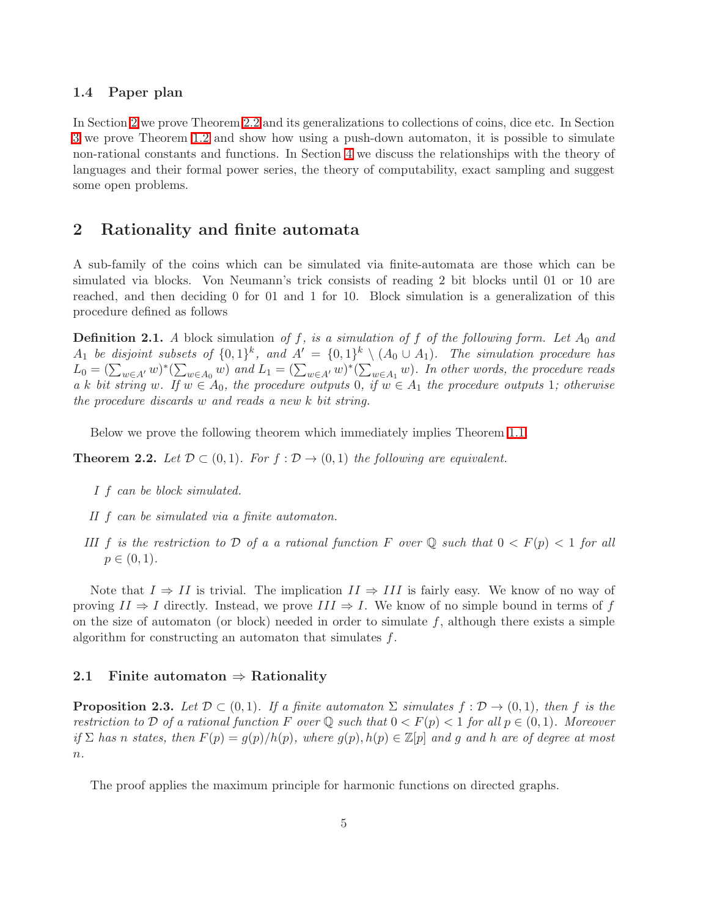### 1.4 Paper plan

In Section 2 we prove Theorem 2.2 and its generalizations to collections of coins, dice etc. In Section 3 we prove Theorem 1.2 and show how using a push-down automaton, it is possible to simulate non-rational constants and functions. In Section 4 we discuss the relationships with the theory of languages and their formal power series, the theory of computability, exact sampling and suggest some open problems.

## 2 Rationality and finite automata

A sub-family of the coins which can be simulated via finite-automata are those which can be simulated via blocks. Von Neumann's trick consists of reading 2 bit blocks until 01 or 10 are reached, and then deciding 0 for 01 and 1 for 10. Block simulation is a generalization of this procedure defined as follows

**Definition 2.1.** *A* block simulation *of $f$, is a simulation of $f$ of the following form. Let $A_0$ and $A_1$ be disjoint subsets of $\{0,1\}^k$, and $A' = \{0,1\}^k \setminus (A_0 \cup A_1)$. The simulation procedure has $L_0 = (\sum_{w \in A'} w)^*(\sum_{w \in A_0} w)$ and $L_1 = (\sum_{w \in A'} w)^*(\sum_{w \in A_1} w)$. In other words, the procedure reads a $k$ bit string $w$. If $w \in A_0$, the procedure outputs 0, if $w \in A_1$ the procedure outputs 1; otherwise the procedure discards $w$ and reads a new $k$ bit string.*

Below we prove the following theorem which immediately implies Theorem 1.1.

**Theorem 2.2.** *Let $\mathcal{D} \subset (0,1)$. For $f : \mathcal{D} \to (0,1)$ the following are equivalent.*

*I $f$ can be block simulated.*

*II $f$ can be simulated via a finite automaton.*

*III $f$ is the restriction to $\mathcal{D}$ of a a rational function $F$ over $\mathbb{Q}$ such that $0 < F(p) < 1$ for all $p \in (0,1)$.*

Note that $I \Rightarrow II$ is trivial. The implication $II \Rightarrow III$ is fairly easy. We know of no way of proving $II \Rightarrow I$ directly. Instead, we prove $III \Rightarrow I$. We know of no simple bound in terms of $f$ on the size of automaton (or block) needed in order to simulate $f$, although there exists a simple algorithm for constructing an automaton that simulates $f$.

### 2.1 Finite automaton $\Rightarrow$ Rationality

**Proposition 2.3.** *Let $\mathcal{D} \subset (0,1)$. If a finite automaton $\Sigma$ simulates $f : \mathcal{D} \to (0,1)$, then $f$ is the restriction to $\mathcal{D}$ of a rational function $F$ over $\mathbb{Q}$ such that $0 < F(p) < 1$ for all $p \in (0,1)$. Moreover if $\Sigma$ has $n$ states, then $F(p) = g(p)/h(p)$, where $g(p), h(p) \in \mathbb{Z}[p]$ and $g$ and $h$ are of degree at most $n$.*

The proof applies the maximum principle for harmonic functions on directed graphs.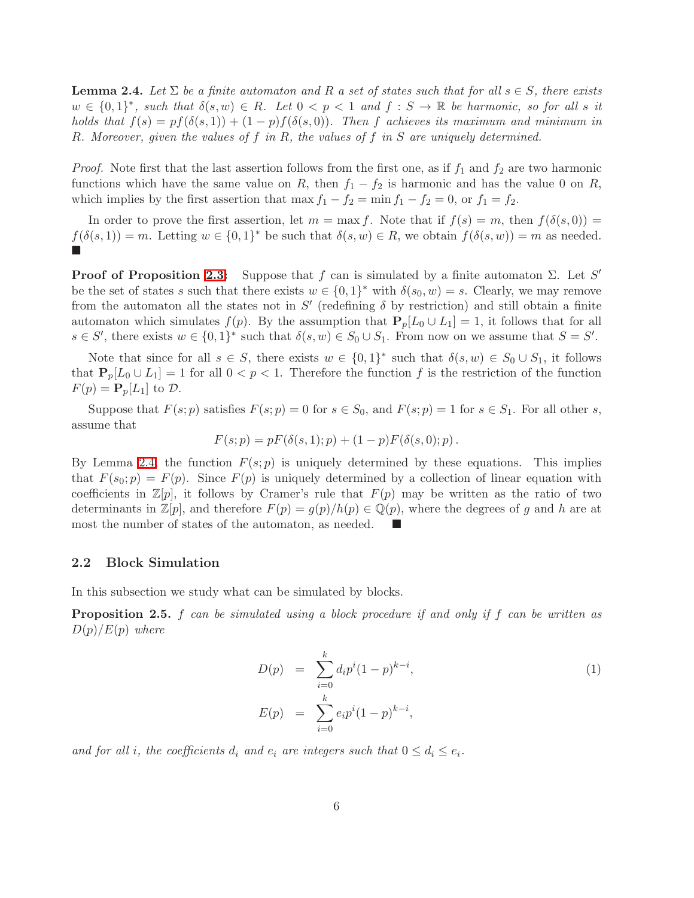**Lemma 2.4.** *Let $\Sigma$ be a finite automaton and $R$ a set of states such that for all $s \in S$, there exists $w \in \{0,1\}^*$, such that $\delta(s,w) \in R$. Let $0 < p < 1$ and $f : S \to \mathbb{R}$ be harmonic, so for all $s$ it holds that $f(s) = pf(\delta(s,1)) + (1-p)f(\delta(s,0))$. Then $f$ achieves its maximum and minimum in $R$. Moreover, given the values of $f$ in $R$, the values of $f$ in $S$ are uniquely determined.*

*Proof.* Note first that the last assertion follows from the first one, as if $f_1$ and $f_2$ are two harmonic functions which have the same value on $R$, then $f_1 - f_2$ is harmonic and has the value 0 on $R$, which implies by the first assertion that $\max f_1 - f_2 = \min f_1 - f_2 = 0$, or $f_1 = f_2$.

In order to prove the first assertion, let $m = \max f$. Note that if $f(s) = m$, then $f(\delta(s,0)) = f(\delta(s,1)) = m$. Letting $w \in \{0,1\}^*$ be such that $\delta(s,w) \in R$, we obtain $f(\delta(s,w)) = m$ as needed. ∎

**Proof of Proposition 2.3:** Suppose that $f$ can is simulated by a finite automaton $\Sigma$. Let $S'$ be the set of states $s$ such that there exists $w \in \{0,1\}^*$ with $\delta(s_0,w) = s$. Clearly, we may remove from the automaton all the states not in $S'$ (redefining $\delta$ by restriction) and still obtain a finite automaton which simulates $f(p)$. By the assumption that $\mathbf{P}_p[L_0 \cup L_1] = 1$, it follows that for all $s \in S'$, there exists $w \in \{0,1\}^*$ such that $\delta(s,w) \in S_0 \cup S_1$. From now on we assume that $S = S'$.

Note that since for all $s \in S$, there exists $w \in \{0,1\}^*$ such that $\delta(s,w) \in S_0 \cup S_1$, it follows that $\mathbf{P}_p[L_0 \cup L_1] = 1$ for all $0 < p < 1$. Therefore the function $f$ is the restriction of the function $F(p) = \mathbf{P}_p[L_1]$ to $\mathcal{D}$.

Suppose that $F(s;p)$ satisfies $F(s;p) = 0$ for $s \in S_0$, and $F(s;p) = 1$ for $s \in S_1$. For all other $s$, assume that

$$F(s;p) = pF(\delta(s,1);p) + (1-p)F(\delta(s,0);p)\,.$$

By Lemma 2.4, the function $F(s;p)$ is uniquely determined by these equations. This implies that $F(s_0;p) = F(p)$. Since $F(p)$ is uniquely determined by a collection of linear equation with coefficients in $\mathbb{Z}[p]$, it follows by Cramer's rule that $F(p)$ may be written as the ratio of two determinants in $\mathbb{Z}[p]$, and therefore $F(p) = g(p)/h(p) \in \mathbb{Q}(p)$, where the degrees of $g$ and $h$ are at most the number of states of the automaton, as needed. ∎

## 2.2 Block Simulation

In this subsection we study what can be simulated by blocks.

**Proposition 2.5.** *$f$ can be simulated using a block procedure if and only if $f$ can be written as $D(p)/E(p)$ where*

$$\begin{aligned} D(p) &= \sum_{i=0}^{k} d_i p^i (1-p)^{k-i}, \\ E(p) &= \sum_{i=0}^{k} e_i p^i (1-p)^{k-i}, \end{aligned} \tag{1}$$

*and for all $i$, the coefficients $d_i$ and $e_i$ are integers such that $0 \le d_i \le e_i$.*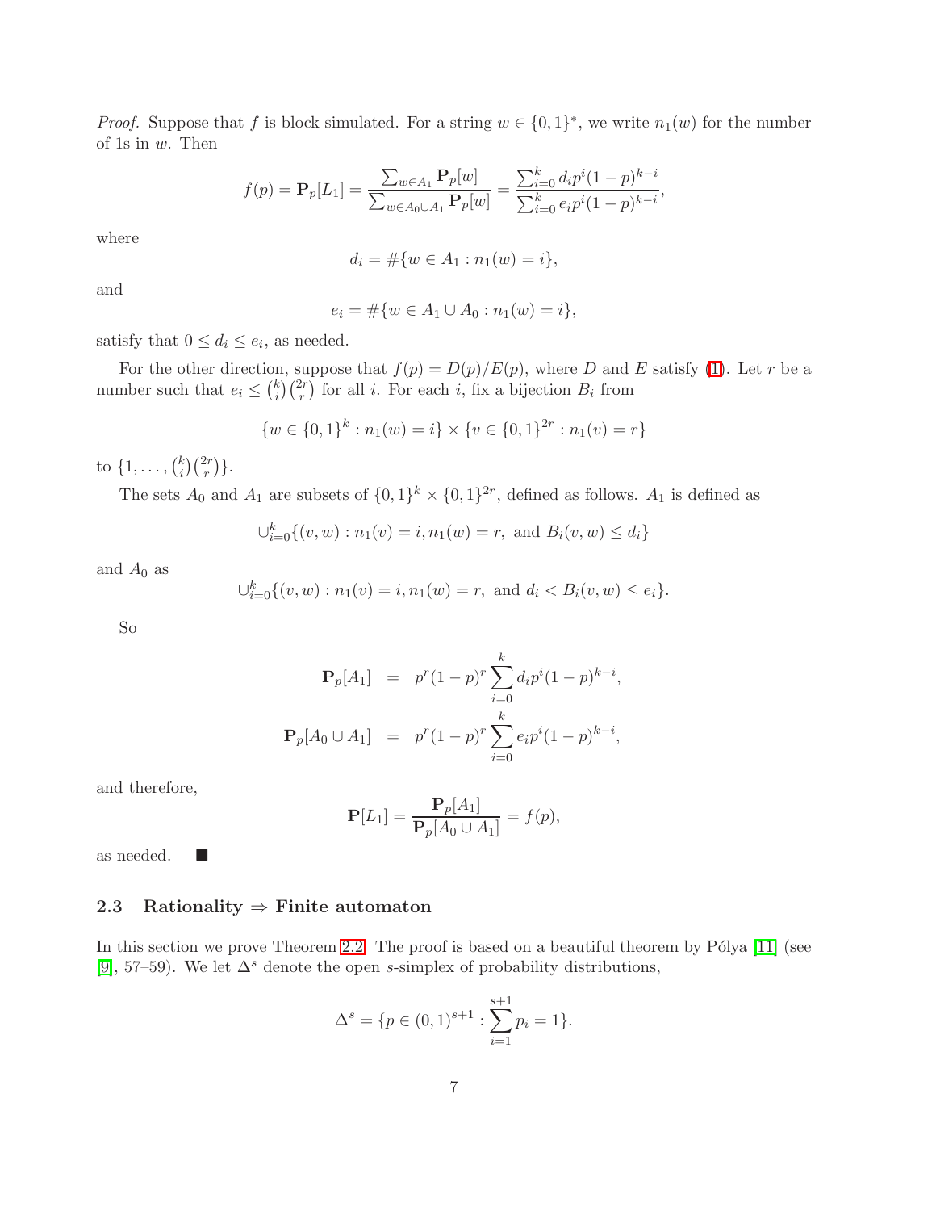*Proof.* Suppose that $f$ is block simulated. For a string $w \in \{0,1\}^*$, we write $n_1(w)$ for the number of 1s in $w$. Then

$$f(p) = \mathbf{P}_p[L_1] = \frac{\sum_{w \in A_1} \mathbf{P}_p[w]}{\sum_{w \in A_0 \cup A_1} \mathbf{P}_p[w]} = \frac{\sum_{i=0}^k d_i p^i (1-p)^{k-i}}{\sum_{i=0}^k e_i p^i (1-p)^{k-i}},$$

where

$$d_i = \#\{w \in A_1 : n_1(w) = i\},$$

and

$$e_i = \#\{w \in A_1 \cup A_0 : n_1(w) = i\},$$

satisfy that $0 \le d_i \le e_i$, as needed.

For the other direction, suppose that $f(p) = D(p)/E(p)$, where $D$ and $E$ satisfy (1). Let $r$ be a number such that $e_i \le \binom{k}{i}\binom{2r}{r}$ for all $i$. For each $i$, fix a bijection $B_i$ from

$$\{w \in \{0,1\}^k : n_1(w) = i\} \times \{v \in \{0,1\}^{2r} : n_1(v) = r\}$$

to $\{1, \ldots, \binom{k}{i}\binom{2r}{r}\}$.

The sets $A_0$ and $A_1$ are subsets of $\{0,1\}^k \times \{0,1\}^{2r}$, defined as follows. $A_1$ is defined as

$$\cup_{i=0}^k \{(v,w) : n_1(v) = i, n_1(w) = r, \text{ and } B_i(v,w) \le d_i\}$$

and $A_0$ as

$$\cup_{i=0}^k \{(v,w) : n_1(v) = i, n_1(w) = r, \text{ and } d_i < B_i(v,w) \le e_i\}.$$

So

$$\begin{aligned} \mathbf{P}_p[A_1] &= p^r(1-p)^r \sum_{i=0}^k d_i p^i (1-p)^{k-i}, \\ \mathbf{P}_p[A_0 \cup A_1] &= p^r(1-p)^r \sum_{i=0}^k e_i p^i (1-p)^{k-i}, \end{aligned}$$

and therefore,

$$\mathbf{P}[L_1] = \frac{\mathbf{P}_p[A_1]}{\mathbf{P}_p[A_0 \cup A_1]} = f(p),$$

as needed. ■

### 2.3 Rationality ⇒ Finite automaton

In this section we prove Theorem 2.2. The proof is based on a beautiful theorem by Pólya [11] (see [9], 57–59). We let $\Delta^s$ denote the open $s$-simplex of probability distributions,

$$\Delta^s = \{p \in (0,1)^{s+1} : \sum_{i=1}^{s+1} p_i = 1\}.$$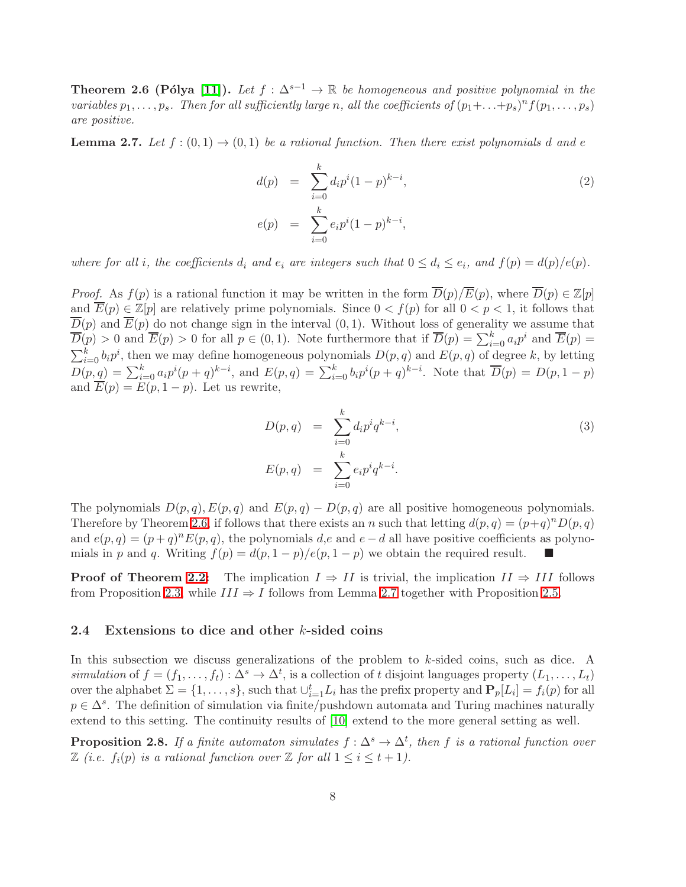**Theorem 2.6 (Pólya [11]).** *Let $f : \Delta^{s-1} \to \mathbb{R}$ be homogeneous and positive polynomial in the variables $p_1, \ldots, p_s$. Then for all sufficiently large $n$, all the coefficients of $(p_1+\ldots+p_s)^n f(p_1, \ldots, p_s)$ are positive.*

**Lemma 2.7.** *Let $f : (0,1) \to (0,1)$ be a rational function. Then there exist polynomials $d$ and $e$*

$$
\begin{aligned}
d(p) &= \sum_{i=0}^{k} d_i p^i (1-p)^{k-i}, \\
e(p) &= \sum_{i=0}^{k} e_i p^i (1-p)^{k-i},
\end{aligned}
\tag{2}
$$

*where for all $i$, the coefficients $d_i$ and $e_i$ are integers such that $0 \le d_i \le e_i$, and $f(p) = d(p)/e(p)$.*

*Proof.* As $f(p)$ is a rational function it may be written in the form $\overline{D}(p)/\overline{E}(p)$, where $\overline{D}(p) \in \mathbb{Z}[p]$ and $\overline{E}(p) \in \mathbb{Z}[p]$ are relatively prime polynomials. Since $0 < f(p)$ for all $0 < p < 1$, it follows that $\overline{D}(p)$ and $\overline{E}(p)$ do not change sign in the interval $(0,1)$. Without loss of generality we assume that $\overline{D}(p) > 0$ and $\overline{E}(p) > 0$ for all $p \in (0,1)$. Note furthermore that if $\overline{D}(p) = \sum_{i=0}^{k} a_i p^i$ and $\overline{E}(p) = \sum_{i=0}^{k} b_i p^i$, then we may define homogeneous polynomials $D(p,q)$ and $E(p,q)$ of degree $k$, by letting $D(p,q) = \sum_{i=0}^{k} a_i p^i (p+q)^{k-i}$, and $E(p,q) = \sum_{i=0}^{k} b_i p^i (p+q)^{k-i}$. Note that $\overline{D}(p) = D(p, 1-p)$ and $\overline{E}(p) = E(p, 1-p)$. Let us rewrite,

$$
\begin{aligned}
D(p,q) &= \sum_{i=0}^{k} d_i p^i q^{k-i}, \\
E(p,q) &= \sum_{i=0}^{k} e_i p^i q^{k-i}.
\end{aligned}
\tag{3}
$$

The polynomials $D(p,q), E(p,q)$ and $E(p,q) - D(p,q)$ are all positive homogeneous polynomials. Therefore by Theorem 2.6, if follows that there exists an $n$ such that letting $d(p,q) = (p+q)^n D(p,q)$ and $e(p,q) = (p+q)^n E(p,q)$, the polynomials $d$,$e$ and $e-d$ all have positive coefficients as polynomials in $p$ and $q$. Writing $f(p) = d(p, 1-p)/e(p, 1-p)$ we obtain the required result. ■

**Proof of Theorem 2.2:** The implication $I \Rightarrow II$ is trivial, the implication $II \Rightarrow III$ follows from Proposition 2.3, while $III \Rightarrow I$ follows from Lemma 2.7 together with Proposition 2.5.

### 2.4 Extensions to dice and other $k$-sided coins

In this subsection we discuss generalizations of the problem to $k$-sided coins, such as dice. A *simulation* of $f = (f_1, \ldots, f_t) : \Delta^s \to \Delta^t$, is a collection of $t$ disjoint languages property $(L_1, \ldots, L_t)$ over the alphabet $\Sigma = \{1, \ldots, s\}$, such that $\cup_{i=1}^{t} L_i$ has the prefix property and $\mathbf{P}_p[L_i] = f_i(p)$ for all $p \in \Delta^s$. The definition of simulation via finite/pushdown automata and Turing machines naturally extend to this setting. The continuity results of [10] extend to the more general setting as well.

**Proposition 2.8.** *If a finite automaton simulates $f : \Delta^s \to \Delta^t$, then $f$ is a rational function over $\mathbb{Z}$ (i.e. $f_i(p)$ is a rational function over $\mathbb{Z}$ for all $1 \le i \le t+1$).*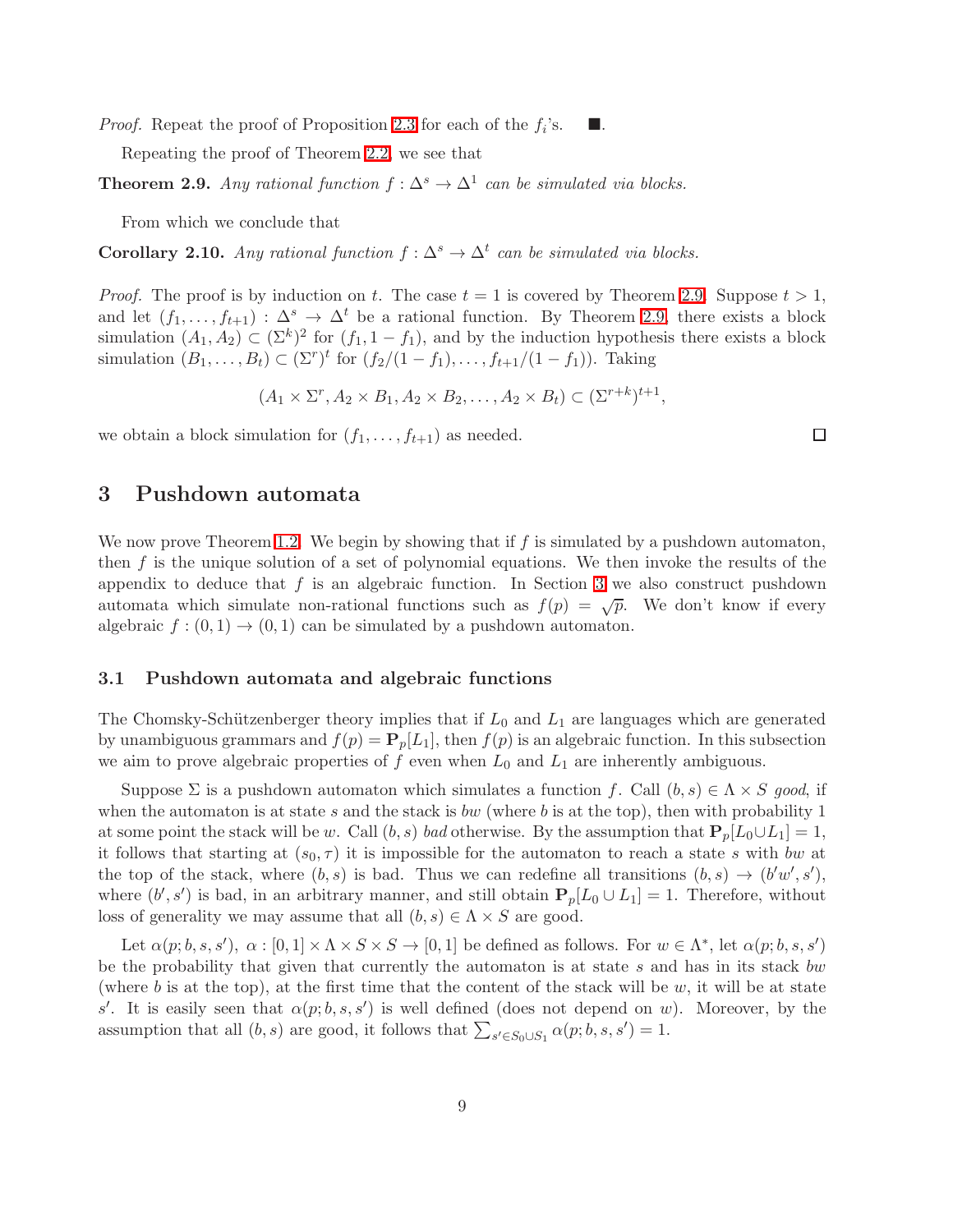*Proof.* Repeat the proof of Proposition 2.3 for each of the $f_i$'s. ■.

Repeating the proof of Theorem 2.2, we see that

**Theorem 2.9.** *Any rational function $f : \Delta^s \to \Delta^1$ can be simulated via blocks.*

From which we conclude that

**Corollary 2.10.** *Any rational function $f : \Delta^s \to \Delta^t$ can be simulated via blocks.*

*Proof.* The proof is by induction on $t$. The case $t = 1$ is covered by Theorem 2.9. Suppose $t > 1$, and let $(f_1, \ldots, f_{t+1}) : \Delta^s \to \Delta^t$ be a rational function. By Theorem 2.9, there exists a block simulation $(A_1, A_2) \subset (\Sigma^k)^2$ for $(f_1, 1 - f_1)$, and by the induction hypothesis there exists a block simulation $(B_1, \ldots, B_t) \subset (\Sigma^r)^t$ for $(f_2/(1 - f_1), \ldots, f_{t+1}/(1 - f_1))$. Taking

$$(A_1 \times \Sigma^r, A_2 \times B_1, A_2 \times B_2, \ldots, A_2 \times B_t) \subset (\Sigma^{r+k})^{t+1},$$

we obtain a block simulation for $(f_1, \ldots, f_{t+1})$ as needed. □

# 3 Pushdown automata

We now prove Theorem 1.2. We begin by showing that if $f$ is simulated by a pushdown automaton, then $f$ is the unique solution of a set of polynomial equations. We then invoke the results of the appendix to deduce that $f$ is an algebraic function. In Section 3 we also construct pushdown automata which simulate non-rational functions such as $f(p) = \sqrt{p}$. We don't know if every algebraic $f : (0, 1) \to (0, 1)$ can be simulated by a pushdown automaton.

## 3.1 Pushdown automata and algebraic functions

The Chomsky-Schützenberger theory implies that if $L_0$ and $L_1$ are languages which are generated by unambiguous grammars and $f(p) = \mathbf{P}_p[L_1]$, then $f(p)$ is an algebraic function. In this subsection we aim to prove algebraic properties of $f$ even when $L_0$ and $L_1$ are inherently ambiguous.

Suppose $\Sigma$ is a pushdown automaton which simulates a function $f$. Call $(b, s) \in \Lambda \times S$ *good*, if when the automaton is at state $s$ and the stack is $bw$ (where $b$ is at the top), then with probability 1 at some point the stack will be $w$. Call $(b, s)$ *bad* otherwise. By the assumption that $\mathbf{P}_p[L_0 \cup L_1] = 1$, it follows that starting at $(s_0, \tau)$ it is impossible for the automaton to reach a state $s$ with $bw$ at the top of the stack, where $(b, s)$ is bad. Thus we can redefine all transitions $(b, s) \to (b'w', s')$, where $(b', s')$ is bad, in an arbitrary manner, and still obtain $\mathbf{P}_p[L_0 \cup L_1] = 1$. Therefore, without loss of generality we may assume that all $(b, s) \in \Lambda \times S$ are good.

Let $\alpha(p; b, s, s')$, $\alpha : [0, 1] \times \Lambda \times S \times S \to [0, 1]$ be defined as follows. For $w \in \Lambda^*$, let $\alpha(p; b, s, s')$ be the probability that given that currently the automaton is at state $s$ and has in its stack $bw$ (where $b$ is at the top), at the first time that the content of the stack will be $w$, it will be at state $s'$. It is easily seen that $\alpha(p; b, s, s')$ is well defined (does not depend on $w$). Moreover, by the assumption that all $(b, s)$ are good, it follows that $\sum_{s' \in S_0 \cup S_1} \alpha(p; b, s, s') = 1$.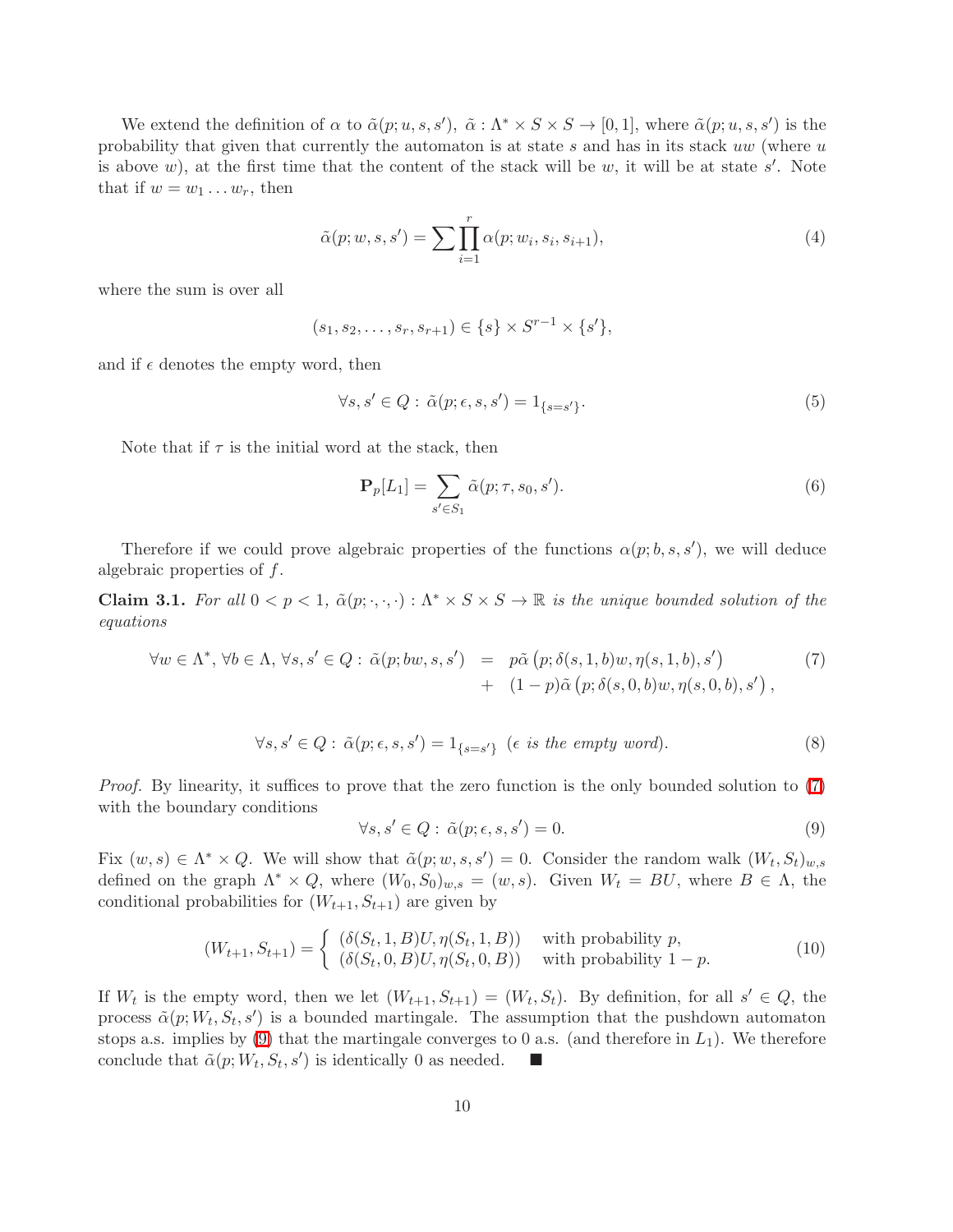We extend the definition of $\alpha$ to $\tilde{\alpha}(p; u, s, s')$, $\tilde{\alpha} : \Lambda^* \times S \times S \to [0,1]$, where $\tilde{\alpha}(p; u, s, s')$ is the probability that given that currently the automaton is at state $s$ and has in its stack $uw$ (where $u$ is above $w$), at the first time that the content of the stack will be $w$, it will be at state $s'$. Note that if $w = w_1 \dots w_r$, then

$$\tilde{\alpha}(p; w, s, s') = \sum \prod_{i=1}^{r} \alpha(p; w_i, s_i, s_{i+1}), \tag{4}$$

where the sum is over all

$$(s_1, s_2, \dots, s_r, s_{r+1}) \in \{s\} \times S^{r-1} \times \{s'\},$$

and if $\epsilon$ denotes the empty word, then

$$\forall s, s' \in Q : \tilde{\alpha}(p; \epsilon, s, s') = 1_{\{s=s'\}}. \tag{5}$$

Note that if $\tau$ is the initial word at the stack, then

$$\mathbf{P}_p[L_1] = \sum_{s' \in S_1} \tilde{\alpha}(p; \tau, s_0, s'). \tag{6}$$

Therefore if we could prove algebraic properties of the functions $\alpha(p; b, s, s')$, we will deduce algebraic properties of $f$.

**Claim 3.1.** *For all $0 < p < 1$, $\tilde{\alpha}(p; \cdot, \cdot, \cdot) : \Lambda^* \times S \times S \to \mathbb{R}$ is the unique bounded solution of the equations*

$$\begin{aligned} \forall w \in \Lambda^*, \forall b \in \Lambda, \forall s, s' \in Q : \tilde{\alpha}(p; bw, s, s') &= p\tilde{\alpha}\left(p; \delta(s, 1, b)w, \eta(s, 1, b), s'\right) \\ &+ (1-p)\tilde{\alpha}\left(p; \delta(s, 0, b)w, \eta(s, 0, b), s'\right), \end{aligned} \tag{7}$$

$$\forall s, s' \in Q : \tilde{\alpha}(p; \epsilon, s, s') = 1_{\{s=s'\}} \ (\epsilon \text{ is the empty word}). \tag{8}$$

*Proof.* By linearity, it suffices to prove that the zero function is the only bounded solution to (7) with the boundary conditions

$$\forall s, s' \in Q : \tilde{\alpha}(p; \epsilon, s, s') = 0. \tag{9}$$

Fix $(w, s) \in \Lambda^* \times Q$. We will show that $\tilde{\alpha}(p; w, s, s') = 0$. Consider the random walk $(W_t, S_t)_{w,s}$ defined on the graph $\Lambda^* \times Q$, where $(W_0, S_0)_{w,s} = (w, s)$. Given $W_t = BU$, where $B \in \Lambda$, the conditional probabilities for $(W_{t+1}, S_{t+1})$ are given by

$$(W_{t+1}, S_{t+1}) = \begin{cases} (\delta(S_t, 1, B)U, \eta(S_t, 1, B)) & \text{with probability } p, \\ (\delta(S_t, 0, B)U, \eta(S_t, 0, B)) & \text{with probability } 1-p. \end{cases} \tag{10}$$

If $W_t$ is the empty word, then we let $(W_{t+1}, S_{t+1}) = (W_t, S_t)$. By definition, for all $s' \in Q$, the process $\tilde{\alpha}(p; W_t, S_t, s')$ is a bounded martingale. The assumption that the pushdown automaton stops a.s. implies by (9) that the martingale converges to 0 a.s. (and therefore in $L_1$). We therefore conclude that $\tilde{\alpha}(p; W_t, S_t, s')$ is identically 0 as needed. ∎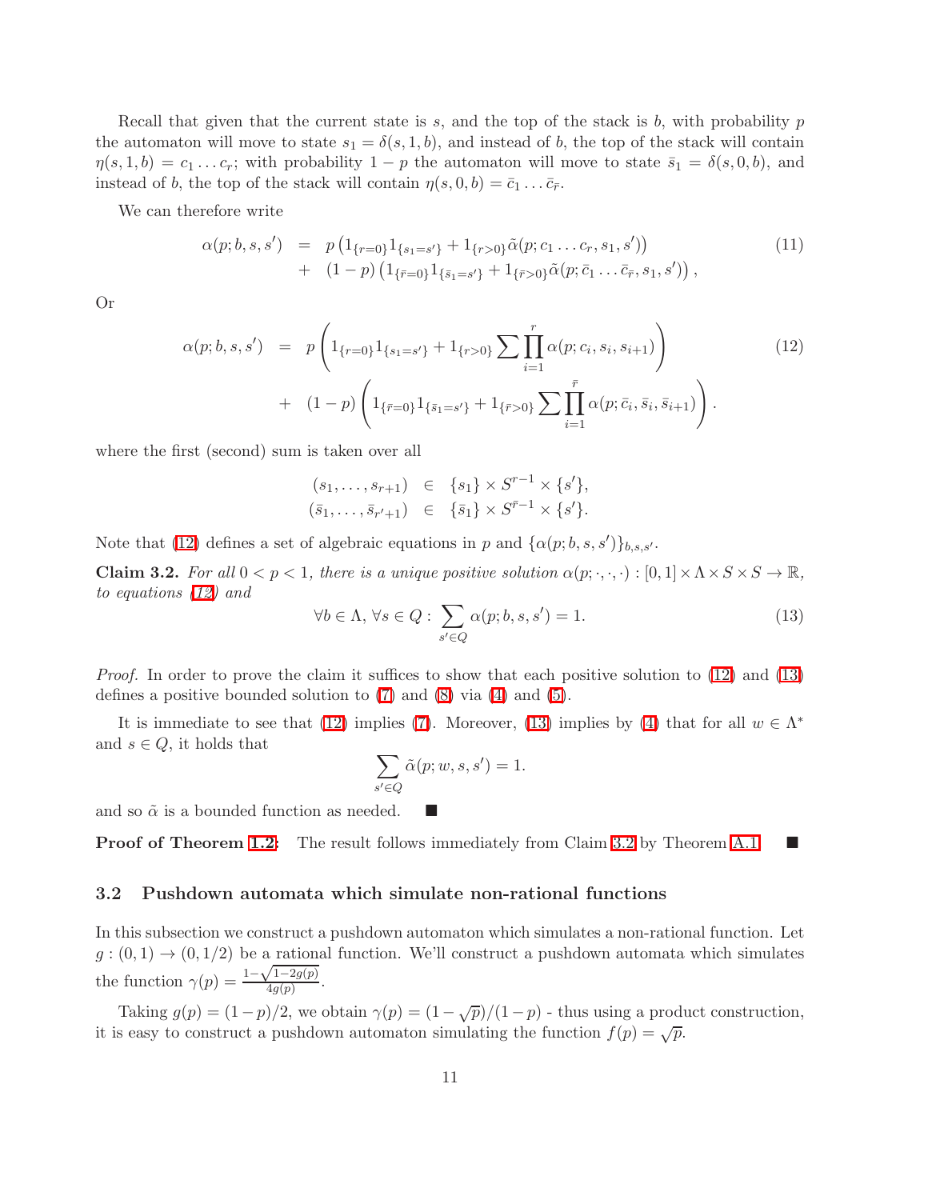Recall that given that the current state is $s$, and the top of the stack is $b$, with probability $p$ the automaton will move to state $s_1 = \delta(s, 1, b)$, and instead of $b$, the top of the stack will contain $\eta(s, 1, b) = c_1 \dots c_r$; with probability $1 - p$ the automaton will move to state $\bar{s}_1 = \delta(s, 0, b)$, and instead of $b$, the top of the stack will contain $\eta(s, 0, b) = \bar{c}_1 \dots \bar{c}_{\bar{r}}$.

We can therefore write

$$
\begin{aligned}
\alpha(p; b, s, s') &= p \left( 1_{\{r=0\}} 1_{\{s_1 = s'\}} + 1_{\{r>0\}} \tilde{\alpha}(p; c_1 \dots c_r, s_1, s') \right) \\
&+ (1-p) \left( 1_{\{\bar{r}=0\}} 1_{\{\bar{s}_1 = s'\}} + 1_{\{\bar{r}>0\}} \tilde{\alpha}(p; \bar{c}_1 \dots \bar{c}_{\bar{r}}, s_1, s') \right),
\end{aligned}
\tag{11}
$$

Or

$$
\begin{aligned}
\alpha(p; b, s, s') &= p \left( 1_{\{r=0\}} 1_{\{s_1 = s'\}} + 1_{\{r>0\}} \sum \prod_{i=1}^{r} \alpha(p; c_i, s_i, s_{i+1}) \right) \\
&+ (1-p) \left( 1_{\{\bar{r}=0\}} 1_{\{\bar{s}_1 = s'\}} + 1_{\{\bar{r}>0\}} \sum \prod_{i=1}^{\bar{r}} \alpha(p; \bar{c}_i, \bar{s}_i, \bar{s}_{i+1}) \right).
\end{aligned}
\tag{12}
$$

where the first (second) sum is taken over all

$$
\begin{aligned}
(s_1, \dots, s_{r+1}) &\in \{s_1\} \times S^{r-1} \times \{s'\}, \\
(\bar{s}_1, \dots, \bar{s}_{r'+1}) &\in \{\bar{s}_1\} \times S^{\bar{r}-1} \times \{s'\}.
\end{aligned}
$$

Note that (12) defines a set of algebraic equations in $p$ and $\{\alpha(p; b, s, s')\}_{b,s,s'}$.

**Claim 3.2.** *For all $0 < p < 1$, there is a unique positive solution $\alpha(p; \cdot, \cdot, \cdot) : [0, 1] \times \Lambda \times S \times S \to \mathbb{R}$, to equations (12) and*

$$
\forall b \in \Lambda, \forall s \in Q : \sum_{s' \in Q} \alpha(p; b, s, s') = 1. \tag{13}
$$

*Proof.* In order to prove the claim it suffices to show that each positive solution to (12) and (13) defines a positive bounded solution to (7) and (8) via (4) and (5).

It is immediate to see that (12) implies (7). Moreover, (13) implies by (4) that for all $w \in \Lambda^*$ and $s \in Q$, it holds that

$$
\sum_{s' \in Q} \tilde{\alpha}(p; w, s, s') = 1.
$$

and so $\tilde{\alpha}$ is a bounded function as needed. ∎

**Proof of Theorem 1.2:** The result follows immediately from Claim 3.2 by Theorem A.1. ∎

### 3.2 Pushdown automata which simulate non-rational functions

In this subsection we construct a pushdown automaton which simulates a non-rational function. Let $g : (0, 1) \to (0, 1/2)$ be a rational function. We'll construct a pushdown automata which simulates the function $\gamma(p) = \frac{1 - \sqrt{1 - 2g(p)}}{4g(p)}$.

Taking $g(p) = (1 - p)/2$, we obtain $\gamma(p) = (1 - \sqrt{p})/(1 - p)$ - thus using a product construction, it is easy to construct a pushdown automaton simulating the function $f(p) = \sqrt{p}$.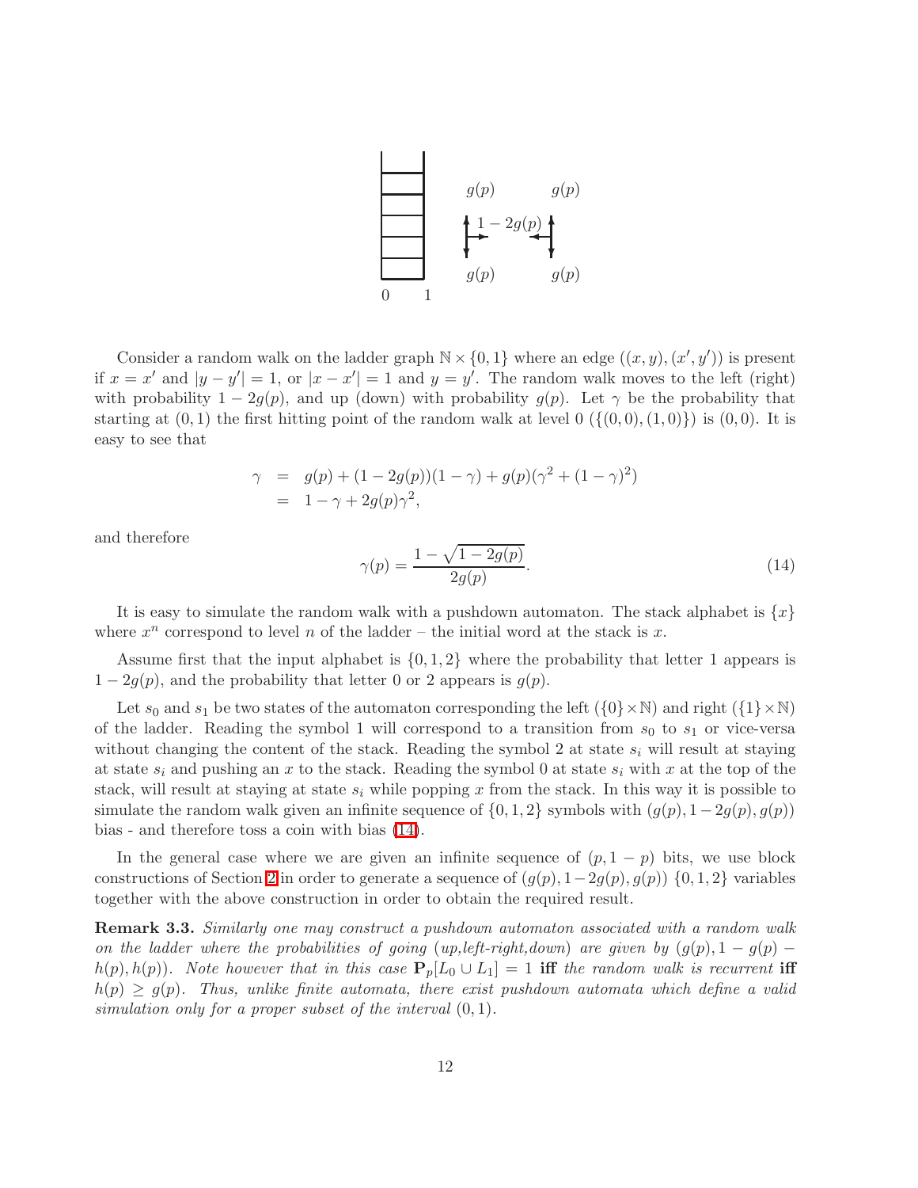Consider a random walk on the ladder graph $\mathbb{N} \times \{0,1\}$ where an edge $((x,y),(x',y'))$ is present if $x = x'$ and $|y - y'| = 1$, or $|x - x'| = 1$ and $y = y'$. The random walk moves to the left (right) with probability $1 - 2g(p)$, and up (down) with probability $g(p)$. Let $\gamma$ be the probability that starting at $(0,1)$ the first hitting point of the random walk at level 0 ($\{(0,0),(1,0)\}$) is $(0,0)$. It is easy to see that

$$
\begin{aligned}
\gamma &= g(p) + (1 - 2g(p))(1 - \gamma) + g(p)(\gamma^2 + (1 - \gamma)^2) \\
&= 1 - \gamma + 2g(p)\gamma^2,
\end{aligned}
$$

and therefore

$$
\gamma(p) = \frac{1 - \sqrt{1 - 2g(p)}}{2g(p)}. \tag{14}
$$

It is easy to simulate the random walk with a pushdown automaton. The stack alphabet is $\{x\}$ where $x^n$ correspond to level $n$ of the ladder – the initial word at the stack is $x$.

Assume first that the input alphabet is $\{0,1,2\}$ where the probability that letter 1 appears is $1 - 2g(p)$, and the probability that letter 0 or 2 appears is $g(p)$.

Let $s_0$ and $s_1$ be two states of the automaton corresponding the left ($\{0\} \times \mathbb{N}$) and right ($\{1\} \times \mathbb{N}$) of the ladder. Reading the symbol 1 will correspond to a transition from $s_0$ to $s_1$ or vice-versa without changing the content of the stack. Reading the symbol 2 at state $s_i$ will result at staying at state $s_i$ and pushing an $x$ to the stack. Reading the symbol 0 at state $s_i$ with $x$ at the top of the stack, will result at staying at state $s_i$ while popping $x$ from the stack. In this way it is possible to simulate the random walk given an infinite sequence of $\{0,1,2\}$ symbols with $(g(p), 1 - 2g(p), g(p))$ bias - and therefore toss a coin with bias (14).

In the general case where we are given an infinite sequence of $(p, 1-p)$ bits, we use block constructions of Section 2 in order to generate a sequence of $(g(p), 1 - 2g(p), g(p))$ $\{0,1,2\}$ variables together with the above construction in order to obtain the required result.

**Remark 3.3.** *Similarly one may construct a pushdown automaton associated with a random walk on the ladder where the probabilities of going (up,left-right,down) are given by $(g(p), 1 - g(p) - h(p), h(p))$. Note however that in this case $\mathbf{P}_p[L_0 \cup L_1] = 1$* **iff** *the random walk is recurrent* **iff** *$h(p) \geq g(p)$. Thus, unlike finite automata, there exist pushdown automata which define a valid simulation only for a proper subset of the interval $(0,1)$.*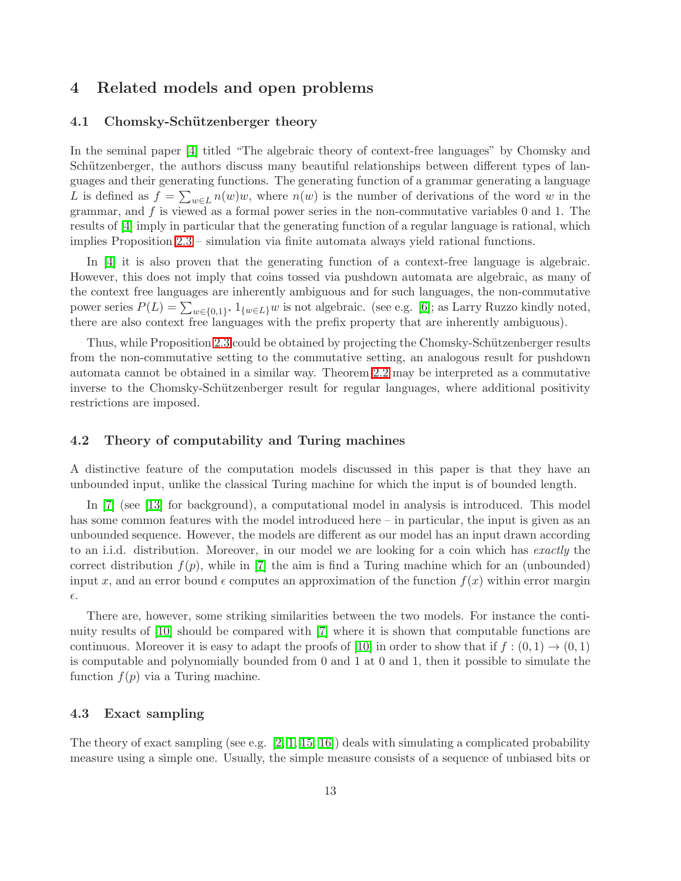# 4 Related models and open problems

## 4.1 Chomsky-Schützenberger theory

In the seminal paper [4] titled "The algebraic theory of context-free languages" by Chomsky and Schützenberger, the authors discuss many beautiful relationships between different types of languages and their generating functions. The generating function of a grammar generating a language $L$ is defined as $f = \sum_{w \in L} n(w) w$, where $n(w)$ is the number of derivations of the word $w$ in the grammar, and $f$ is viewed as a formal power series in the non-commutative variables 0 and 1. The results of [4] imply in particular that the generating function of a regular language is rational, which implies Proposition 2.3 – simulation via finite automata always yield rational functions.

In [4] it is also proven that the generating function of a context-free language is algebraic. However, this does not imply that coins tossed via pushdown automata are algebraic, as many of the context free languages are inherently ambiguous and for such languages, the non-commutative power series $P(L) = \sum_{w \in \{0,1\}^*} 1_{\{w \in L\}} w$ is not algebraic. (see e.g. [6]; as Larry Ruzzo kindly noted, there are also context free languages with the prefix property that are inherently ambiguous).

Thus, while Proposition 2.3 could be obtained by projecting the Chomsky-Schützenberger results from the non-commutative setting to the commutative setting, an analogous result for pushdown automata cannot be obtained in a similar way. Theorem 2.2 may be interpreted as a commutative inverse to the Chomsky-Schützenberger result for regular languages, where additional positivity restrictions are imposed.

## 4.2 Theory of computability and Turing machines

A distinctive feature of the computation models discussed in this paper is that they have an unbounded input, unlike the classical Turing machine for which the input is of bounded length.

In [7] (see [13] for background), a computational model in analysis is introduced. This model has some common features with the model introduced here – in particular, the input is given as an unbounded sequence. However, the models are different as our model has an input drawn according to an i.i.d. distribution. Moreover, in our model we are looking for a coin which has *exactly* the correct distribution $f(p)$, while in [7] the aim is find a Turing machine which for an (unbounded) input $x$, and an error bound $\epsilon$ computes an approximation of the function $f(x)$ within error margin $\epsilon$.

There are, however, some striking similarities between the two models. For instance the continuity results of [10] should be compared with [7] where it is shown that computable functions are continuous. Moreover it is easy to adapt the proofs of [10] in order to show that if $f : (0,1) \to (0,1)$ is computable and polynomially bounded from 0 and 1 at 0 and 1, then it possible to simulate the function $f(p)$ via a Turing machine.

## 4.3 Exact sampling

The theory of exact sampling (see e.g. [2, 1, 15, 16]) deals with simulating a complicated probability measure using a simple one. Usually, the simple measure consists of a sequence of unbiased bits or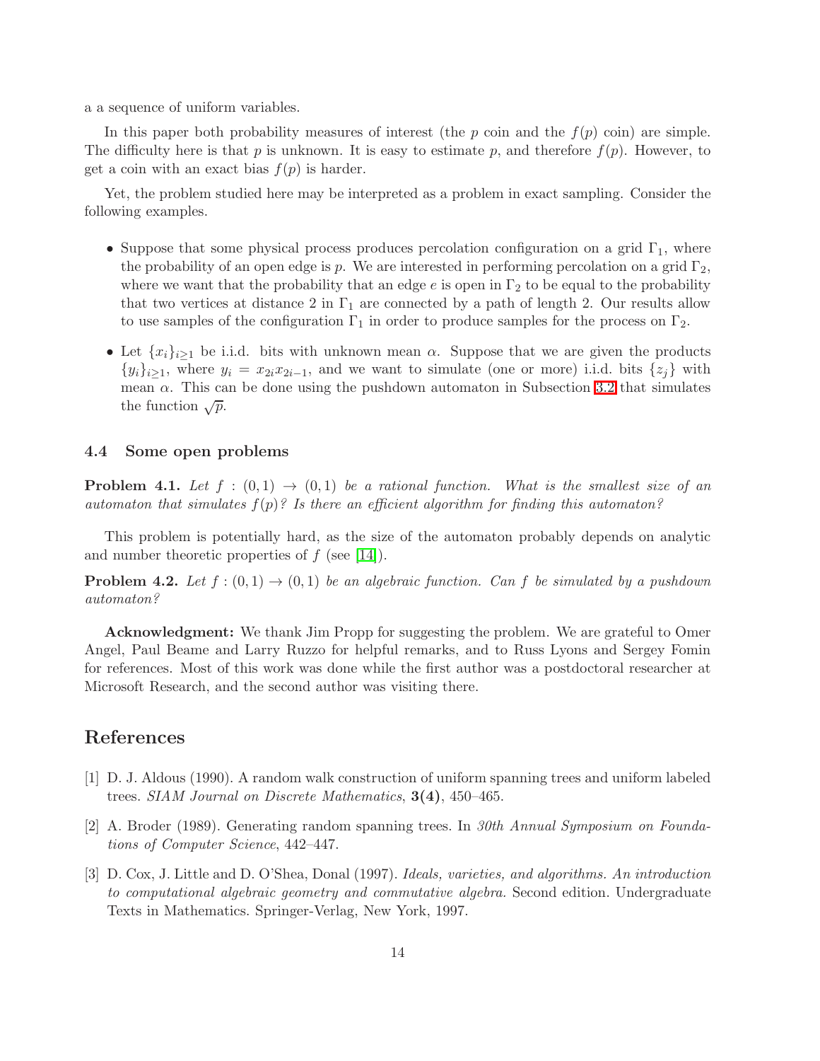a a sequence of uniform variables.

In this paper both probability measures of interest (the $p$ coin and the $f(p)$ coin) are simple. The difficulty here is that $p$ is unknown. It is easy to estimate $p$, and therefore $f(p)$. However, to get a coin with an exact bias $f(p)$ is harder.

Yet, the problem studied here may be interpreted as a problem in exact sampling. Consider the following examples.

- Suppose that some physical process produces percolation configuration on a grid $\Gamma_1$, where the probability of an open edge is $p$. We are interested in performing percolation on a grid $\Gamma_2$, where we want that the probability that an edge $e$ is open in $\Gamma_2$ to be equal to the probability that two vertices at distance 2 in $\Gamma_1$ are connected by a path of length 2. Our results allow to use samples of the configuration $\Gamma_1$ in order to produce samples for the process on $\Gamma_2$.
- Let $\{x_i\}_{i\geq 1}$ be i.i.d. bits with unknown mean $\alpha$. Suppose that we are given the products $\{y_i\}_{i\geq 1}$, where $y_i = x_{2i}x_{2i-1}$, and we want to simulate (one or more) i.i.d. bits $\{z_j\}$ with mean $\alpha$. This can be done using the pushdown automaton in Subsection 3.2 that simulates the function $\sqrt{p}$.

### 4.4 Some open problems

**Problem 4.1.** *Let $f : (0,1) \to (0,1)$ be a rational function. What is the smallest size of an automaton that simulates $f(p)$? Is there an efficient algorithm for finding this automaton?*

This problem is potentially hard, as the size of the automaton probably depends on analytic and number theoretic properties of $f$ (see [14]).

**Problem 4.2.** *Let $f : (0,1) \to (0,1)$ be an algebraic function. Can $f$ be simulated by a pushdown automaton?*

**Acknowledgment:** We thank Jim Propp for suggesting the problem. We are grateful to Omer Angel, Paul Beame and Larry Ruzzo for helpful remarks, and to Russ Lyons and Sergey Fomin for references. Most of this work was done while the first author was a postdoctoral researcher at Microsoft Research, and the second author was visiting there.

## References

[1] D. J. Aldous (1990). A random walk construction of uniform spanning trees and uniform labeled trees. *SIAM Journal on Discrete Mathematics*, **3(4)**, 450–465.

[2] A. Broder (1989). Generating random spanning trees. In *30th Annual Symposium on Foundations of Computer Science*, 442–447.

[3] D. Cox, J. Little and D. O'Shea, Donal (1997). *Ideals, varieties, and algorithms. An introduction to computational algebraic geometry and commutative algebra.* Second edition. Undergraduate Texts in Mathematics. Springer-Verlag, New York, 1997.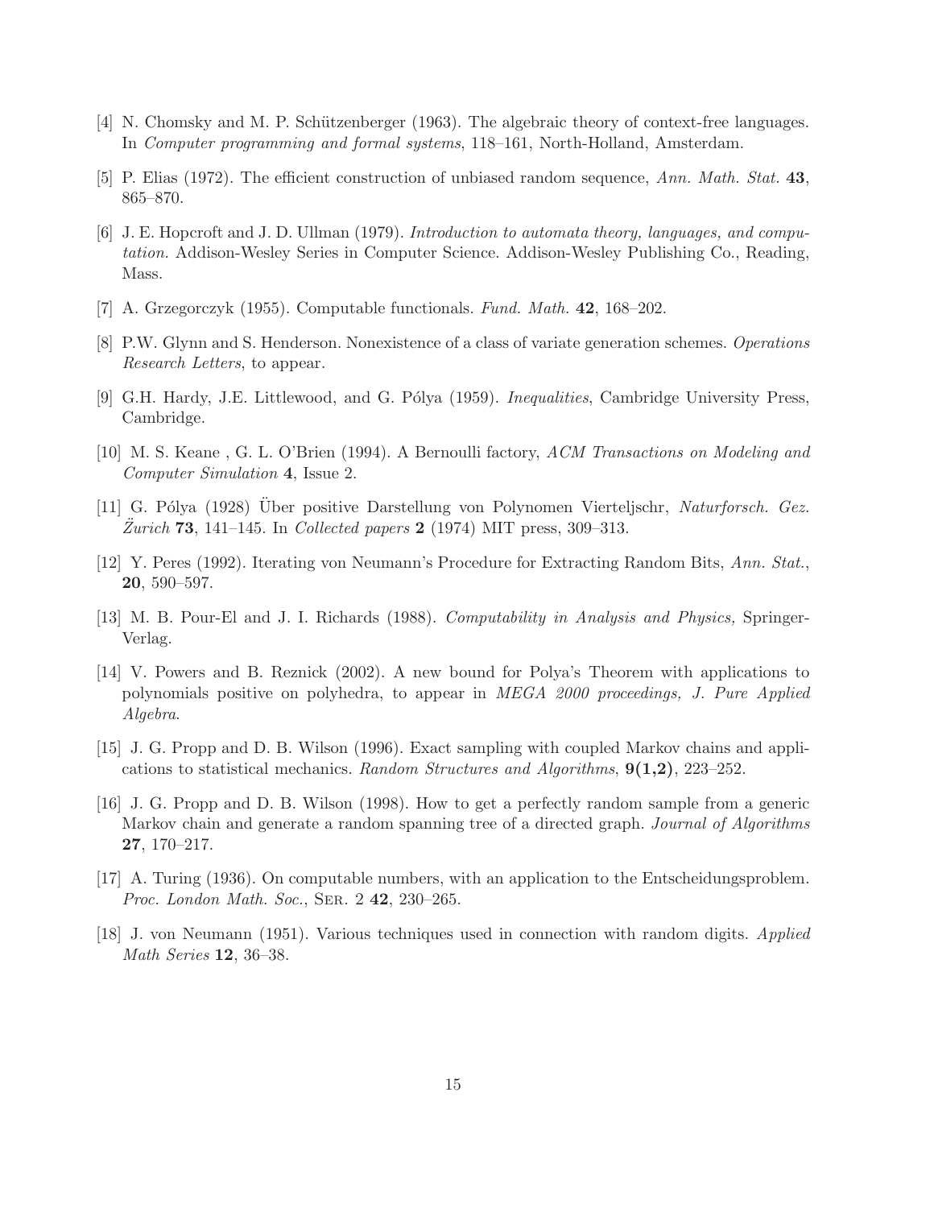[4] N. Chomsky and M. P. Schützenberger (1963). The algebraic theory of context-free languages. In *Computer programming and formal systems*, 118–161, North-Holland, Amsterdam.

[5] P. Elias (1972). The efficient construction of unbiased random sequence, *Ann. Math. Stat.* **43**, 865–870.

[6] J. E. Hopcroft and J. D. Ullman (1979). *Introduction to automata theory, languages, and computation.* Addison-Wesley Series in Computer Science. Addison-Wesley Publishing Co., Reading, Mass.

[7] A. Grzegorczyk (1955). Computable functionals. *Fund. Math.* **42**, 168–202.

[8] P.W. Glynn and S. Henderson. Nonexistence of a class of variate generation schemes. *Operations Research Letters*, to appear.

[9] G.H. Hardy, J.E. Littlewood, and G. Pólya (1959). *Inequalities*, Cambridge University Press, Cambridge.

[10] M. S. Keane , G. L. O'Brien (1994). A Bernoulli factory, *ACM Transactions on Modeling and Computer Simulation* **4**, Issue 2.

[11] G. Pólya (1928) Über positive Darstellung von Polynomen Vierteljschr, *Naturforsch. Gez. Žurich* **73**, 141–145. In *Collected papers* **2** (1974) MIT press, 309–313.

[12] Y. Peres (1992). Iterating von Neumann's Procedure for Extracting Random Bits, *Ann. Stat.*, **20**, 590–597.

[13] M. B. Pour-El and J. I. Richards (1988). *Computability in Analysis and Physics,* Springer-Verlag.

[14] V. Powers and B. Reznick (2002). A new bound for Polya's Theorem with applications to polynomials positive on polyhedra, to appear in *MEGA 2000 proceedings, J. Pure Applied Algebra*.

[15] J. G. Propp and D. B. Wilson (1996). Exact sampling with coupled Markov chains and applications to statistical mechanics. *Random Structures and Algorithms*, **9(1,2)**, 223–252.

[16] J. G. Propp and D. B. Wilson (1998). How to get a perfectly random sample from a generic Markov chain and generate a random spanning tree of a directed graph. *Journal of Algorithms* **27**, 170–217.

[17] A. Turing (1936). On computable numbers, with an application to the Entscheidungsproblem. *Proc. London Math. Soc.*, Ser. 2 **42**, 230–265.

[18] J. von Neumann (1951). Various techniques used in connection with random digits. *Applied Math Series* **12**, 36–38.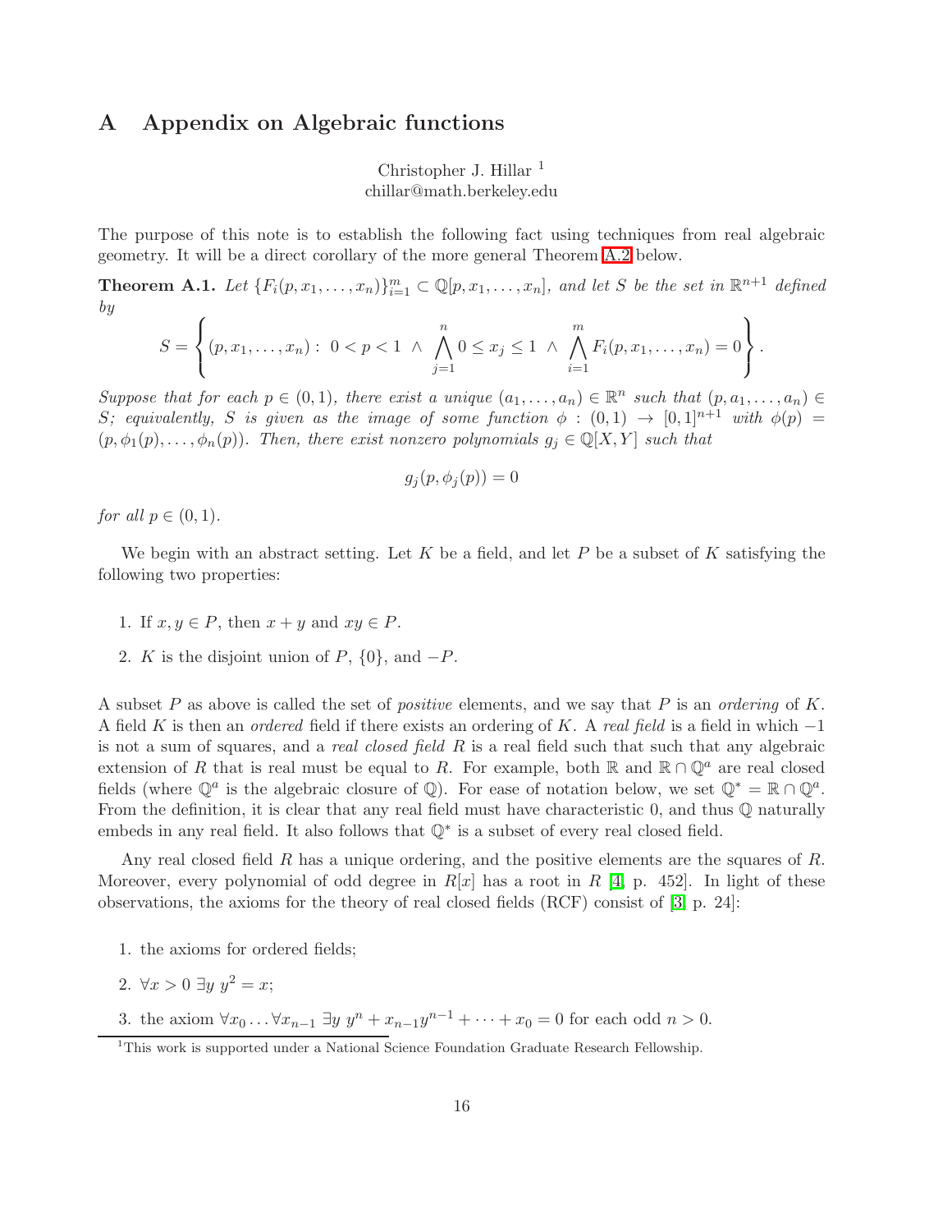# A Appendix on Algebraic functions

Christopher J. Hillar [1]
chillar@math.berkeley.edu

The purpose of this note is to establish the following fact using techniques from real algebraic geometry. It will be a direct corollary of the more general Theorem A.2 below.

**Theorem A.1.** *Let* $\{F_i(p, x_1, \ldots, x_n)\}_{i=1}^m \subset \mathbb{Q}[p, x_1, \ldots, x_n]$*, and let* $S$ *be the set in* $\mathbb{R}^{n+1}$ *defined by*

$$S = \left\{ (p, x_1, \ldots, x_n) : \ 0 < p < 1 \ \wedge \ \bigwedge_{j=1}^{n} 0 \leq x_j \leq 1 \ \wedge \ \bigwedge_{i=1}^{m} F_i(p, x_1, \ldots, x_n) = 0 \right\}.$$

*Suppose that for each* $p \in (0,1)$*, there exist a unique* $(a_1, \ldots, a_n) \in \mathbb{R}^n$ *such that* $(p, a_1, \ldots, a_n) \in S$*; equivalently,* $S$ *is given as the image of some function* $\phi : (0,1) \to [0,1]^{n+1}$ *with* $\phi(p) = (p, \phi_1(p), \ldots, \phi_n(p))$*. Then, there exist nonzero polynomials* $g_j \in \mathbb{Q}[X, Y]$ *such that*

$$g_j(p, \phi_j(p)) = 0$$

*for all* $p \in (0,1)$*.*

We begin with an abstract setting. Let $K$ be a field, and let $P$ be a subset of $K$ satisfying the following two properties:

1. If $x, y \in P$, then $x + y$ and $xy \in P$.
2. $K$ is the disjoint union of $P$, $\{0\}$, and $-P$.

A subset $P$ as above is called the set of *positive* elements, and we say that $P$ is an *ordering* of $K$. A field $K$ is then an *ordered* field if there exists an ordering of $K$. A *real field* is a field in which $-1$ is not a sum of squares, and a *real closed field* $R$ is a real field such that such that any algebraic extension of $R$ that is real must be equal to $R$. For example, both $\mathbb{R}$ and $\mathbb{R} \cap \mathbb{Q}^a$ are real closed fields (where $\mathbb{Q}^a$ is the algebraic closure of $\mathbb{Q}$). For ease of notation below, we set $\mathbb{Q}^* = \mathbb{R} \cap \mathbb{Q}^a$. From the definition, it is clear that any real field must have characteristic 0, and thus $\mathbb{Q}$ naturally embeds in any real field. It also follows that $\mathbb{Q}^*$ is a subset of every real closed field.

Any real closed field $R$ has a unique ordering, and the positive elements are the squares of $R$. Moreover, every polynomial of odd degree in $R[x]$ has a root in $R$ [4, p. 452]. In light of these observations, the axioms for the theory of real closed fields (RCF) consist of [3, p. 24]:

1. the axioms for ordered fields;
2. $\forall x > 0 \ \exists y \ y^2 = x$;
3. the axiom $\forall x_0 \ldots \forall x_{n-1} \ \exists y \ y^n + x_{n-1}y^{n-1} + \cdots + x_0 = 0$ for each odd $n > 0$.

[1] This work is supported under a National Science Foundation Graduate Research Fellowship.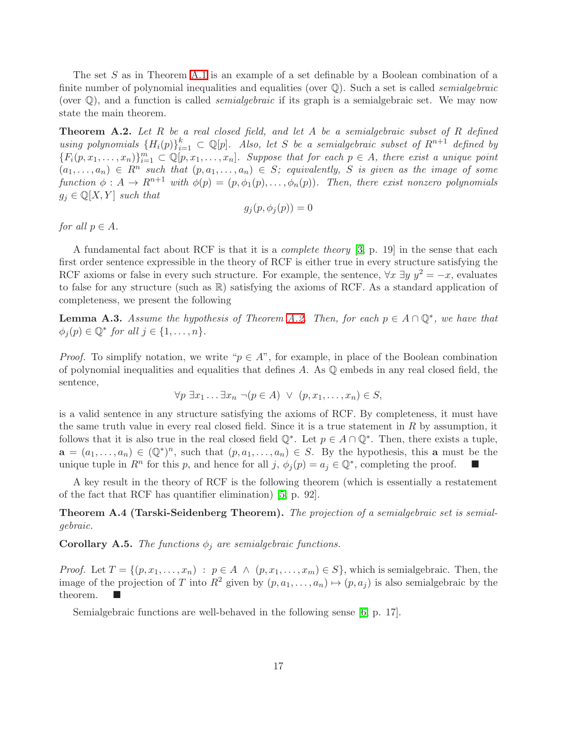The set $S$ as in Theorem A.1 is an example of a set definable by a Boolean combination of a finite number of polynomial inequalities and equalities (over $\mathbb{Q}$). Such a set is called *semialgebraic* (over $\mathbb{Q}$), and a function is called *semialgebraic* if its graph is a semialgebraic set. We may now state the main theorem.

**Theorem A.2.** *Let $R$ be a real closed field, and let $A$ be a semialgebraic subset of $R$ defined using polynomials $\{H_i(p)\}_{i=1}^k \subset \mathbb{Q}[p]$. Also, let $S$ be a semialgebraic subset of $R^{n+1}$ defined by $\{F_i(p, x_1, \ldots, x_n)\}_{i=1}^m \subset \mathbb{Q}[p, x_1, \ldots, x_n]$. Suppose that for each $p \in A$, there exist a unique point $(a_1, \ldots, a_n) \in R^n$ such that $(p, a_1, \ldots, a_n) \in S$; equivalently, $S$ is given as the image of some function $\phi : A \to R^{n+1}$ with $\phi(p) = (p, \phi_1(p), \ldots, \phi_n(p))$. Then, there exist nonzero polynomials $g_j \in \mathbb{Q}[X, Y]$ such that*

$$g_j(p, \phi_j(p)) = 0$$

*for all $p \in A$.*

A fundamental fact about RCF is that it is a *complete theory* [3, p. 19] in the sense that each first order sentence expressible in the theory of RCF is either true in every structure satisfying the RCF axioms or false in every such structure. For example, the sentence, $\forall x \; \exists y \; y^2 = -x$, evaluates to false for any structure (such as $\mathbb{R}$) satisfying the axioms of RCF. As a standard application of completeness, we present the following

**Lemma A.3.** *Assume the hypothesis of Theorem A.2. Then, for each $p \in A \cap \mathbb{Q}^*$, we have that $\phi_j(p) \in \mathbb{Q}^*$ for all $j \in \{1, \ldots, n\}$.*

*Proof.* To simplify notation, we write "$p \in A$", for example, in place of the Boolean combination of polynomial inequalities and equalities that defines $A$. As $\mathbb{Q}$ embeds in any real closed field, the sentence,

$$\forall p \; \exists x_1 \ldots \exists x_n \; \neg(p \in A) \; \vee \; (p, x_1, \ldots, x_n) \in S,$$

is a valid sentence in any structure satisfying the axioms of RCF. By completeness, it must have the same truth value in every real closed field. Since it is a true statement in $R$ by assumption, it follows that it is also true in the real closed field $\mathbb{Q}^*$. Let $p \in A \cap \mathbb{Q}^*$. Then, there exists a tuple, $\mathbf{a} = (a_1, \ldots, a_n) \in (\mathbb{Q}^*)^n$, such that $(p, a_1, \ldots, a_n) \in S$. By the hypothesis, this $\mathbf{a}$ must be the unique tuple in $R^n$ for this $p$, and hence for all $j$, $\phi_j(p) = a_j \in \mathbb{Q}^*$, completing the proof. ■

A key result in the theory of RCF is the following theorem (which is essentially a restatement of the fact that RCF has quantifier elimination) [5, p. 92].

**Theorem A.4 (Tarski-Seidenberg Theorem).** *The projection of a semialgebraic set is semialgebraic.*

**Corollary A.5.** *The functions $\phi_j$ are semialgebraic functions.*

*Proof.* Let $T = \{(p, x_1, \ldots, x_n) \; : \; p \in A \; \wedge \; (p, x_1, \ldots, x_m) \in S\}$, which is semialgebraic. Then, the image of the projection of $T$ into $R^2$ given by $(p, a_1, \ldots, a_n) \mapsto (p, a_j)$ is also semialgebraic by the theorem. ■

Semialgebraic functions are well-behaved in the following sense [6, p. 17].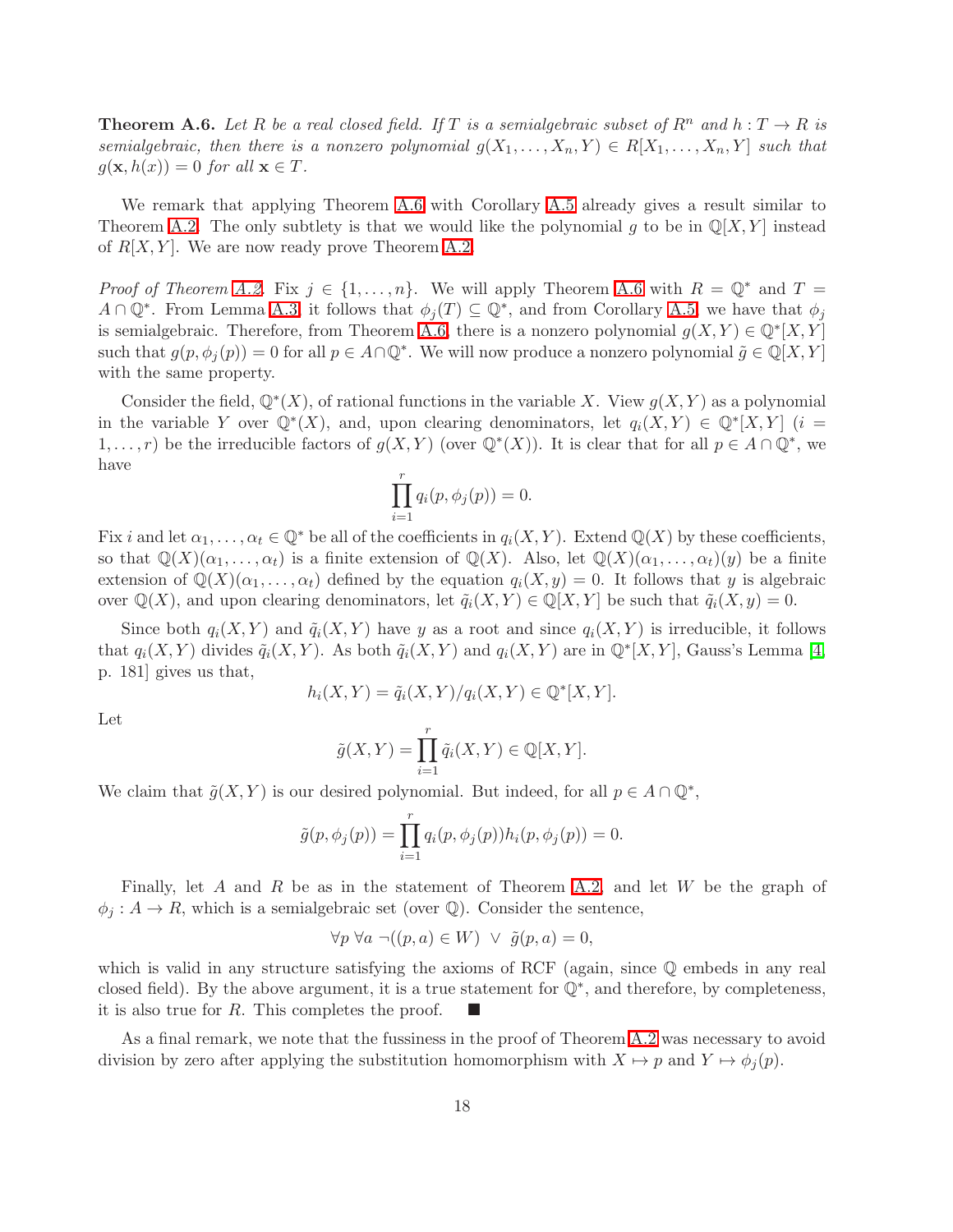**Theorem A.6.** *Let $R$ be a real closed field. If $T$ is a semialgebraic subset of $R^n$ and $h : T \to R$ is semialgebraic, then there is a nonzero polynomial $g(X_1, \ldots, X_n, Y) \in R[X_1, \ldots, X_n, Y]$ such that $g(\mathbf{x}, h(x)) = 0$ for all $\mathbf{x} \in T$.*

We remark that applying Theorem A.6 with Corollary A.5 already gives a result similar to Theorem A.2. The only subtlety is that we would like the polynomial $g$ to be in $\mathbb{Q}[X, Y]$ instead of $R[X, Y]$. We are now ready prove Theorem A.2.

*Proof of Theorem A.2.* Fix $j \in \{1, \ldots, n\}$. We will apply Theorem A.6 with $R = \mathbb{Q}^*$ and $T = A \cap \mathbb{Q}^*$. From Lemma A.3, it follows that $\phi_j(T) \subseteq \mathbb{Q}^*$, and from Corollary A.5, we have that $\phi_j$ is semialgebraic. Therefore, from Theorem A.6, there is a nonzero polynomial $g(X, Y) \in \mathbb{Q}^*[X, Y]$ such that $g(p, \phi_j(p)) = 0$ for all $p \in A \cap \mathbb{Q}^*$. We will now produce a nonzero polynomial $\tilde{g} \in \mathbb{Q}[X, Y]$ with the same property.

Consider the field, $\mathbb{Q}^*(X)$, of rational functions in the variable $X$. View $g(X, Y)$ as a polynomial in the variable $Y$ over $\mathbb{Q}^*(X)$, and, upon clearing denominators, let $q_i(X, Y) \in \mathbb{Q}^*[X, Y]$ ($i = 1, \ldots, r$) be the irreducible factors of $g(X, Y)$ (over $\mathbb{Q}^*(X)$). It is clear that for all $p \in A \cap \mathbb{Q}^*$, we have

$$\prod_{i=1}^{r} q_i(p, \phi_j(p)) = 0.$$

Fix $i$ and let $\alpha_1, \ldots, \alpha_t \in \mathbb{Q}^*$ be all of the coefficients in $q_i(X, Y)$. Extend $\mathbb{Q}(X)$ by these coefficients, so that $\mathbb{Q}(X)(\alpha_1, \ldots, \alpha_t)$ is a finite extension of $\mathbb{Q}(X)$. Also, let $\mathbb{Q}(X)(\alpha_1, \ldots, \alpha_t)(y)$ be a finite extension of $\mathbb{Q}(X)(\alpha_1, \ldots, \alpha_t)$ defined by the equation $q_i(X, y) = 0$. It follows that $y$ is algebraic over $\mathbb{Q}(X)$, and upon clearing denominators, let $\tilde{q}_i(X, Y) \in \mathbb{Q}[X, Y]$ be such that $\tilde{q}_i(X, y) = 0$.

Since both $q_i(X, Y)$ and $\tilde{q}_i(X, Y)$ have $y$ as a root and since $q_i(X, Y)$ is irreducible, it follows that $q_i(X, Y)$ divides $\tilde{q}_i(X, Y)$. As both $\tilde{q}_i(X, Y)$ and $q_i(X, Y)$ are in $\mathbb{Q}^*[X, Y]$, Gauss's Lemma [4, p. 181] gives us that,

$$h_i(X, Y) = \tilde{q}_i(X, Y)/q_i(X, Y) \in \mathbb{Q}^*[X, Y].$$

Let

$$\tilde{g}(X, Y) = \prod_{i=1}^{r} \tilde{q}_i(X, Y) \in \mathbb{Q}[X, Y].$$

We claim that $\tilde{g}(X, Y)$ is our desired polynomial. But indeed, for all $p \in A \cap \mathbb{Q}^*$,

$$\tilde{g}(p, \phi_j(p)) = \prod_{i=1}^{r} q_i(p, \phi_j(p)) h_i(p, \phi_j(p)) = 0.$$

Finally, let $A$ and $R$ be as in the statement of Theorem A.2, and let $W$ be the graph of $\phi_j : A \to R$, which is a semialgebraic set (over $\mathbb{Q}$). Consider the sentence,

$$\forall p \; \forall a \; \neg((p, a) \in W) \;\vee\; \tilde{g}(p, a) = 0,$$

which is valid in any structure satisfying the axioms of RCF (again, since $\mathbb{Q}$ embeds in any real closed field). By the above argument, it is a true statement for $\mathbb{Q}^*$, and therefore, by completeness, it is also true for $R$. This completes the proof. ■

As a final remark, we note that the fussiness in the proof of Theorem A.2 was necessary to avoid division by zero after applying the substitution homomorphism with $X \mapsto p$ and $Y \mapsto \phi_j(p)$.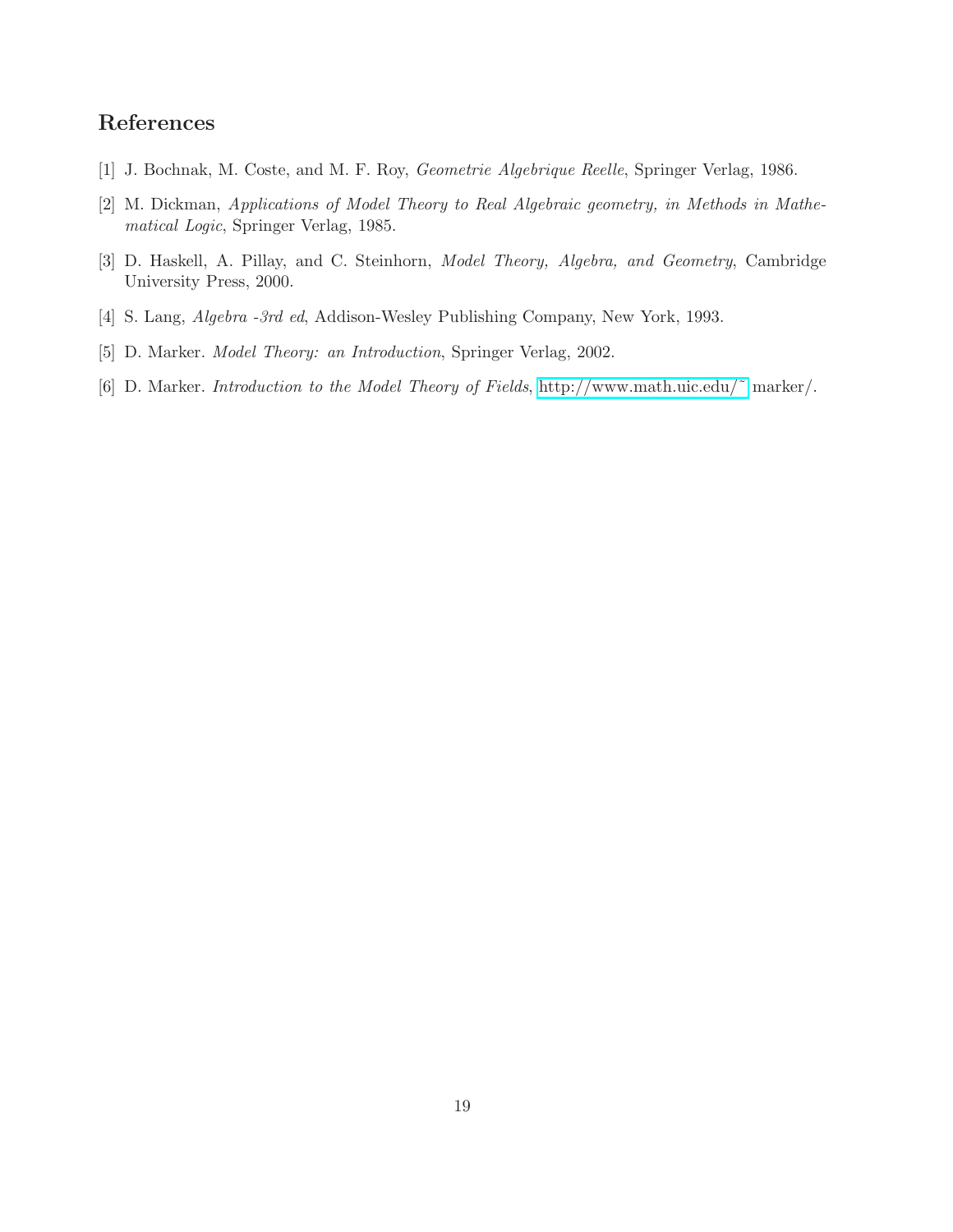## References

[1] J. Bochnak, M. Coste, and M. F. Roy, *Geometrie Algebrique Reelle*, Springer Verlag, 1986.

[2] M. Dickman, *Applications of Model Theory to Real Algebraic geometry, in Methods in Mathematical Logic*, Springer Verlag, 1985.

[3] D. Haskell, A. Pillay, and C. Steinhorn, *Model Theory, Algebra, and Geometry*, Cambridge University Press, 2000.

[4] S. Lang, *Algebra -3rd ed*, Addison-Wesley Publishing Company, New York, 1993.

[5] D. Marker. *Model Theory: an Introduction*, Springer Verlag, 2002.

[6] D. Marker. *Introduction to the Model Theory of Fields*, http://www.math.uic.edu/˜ marker/.